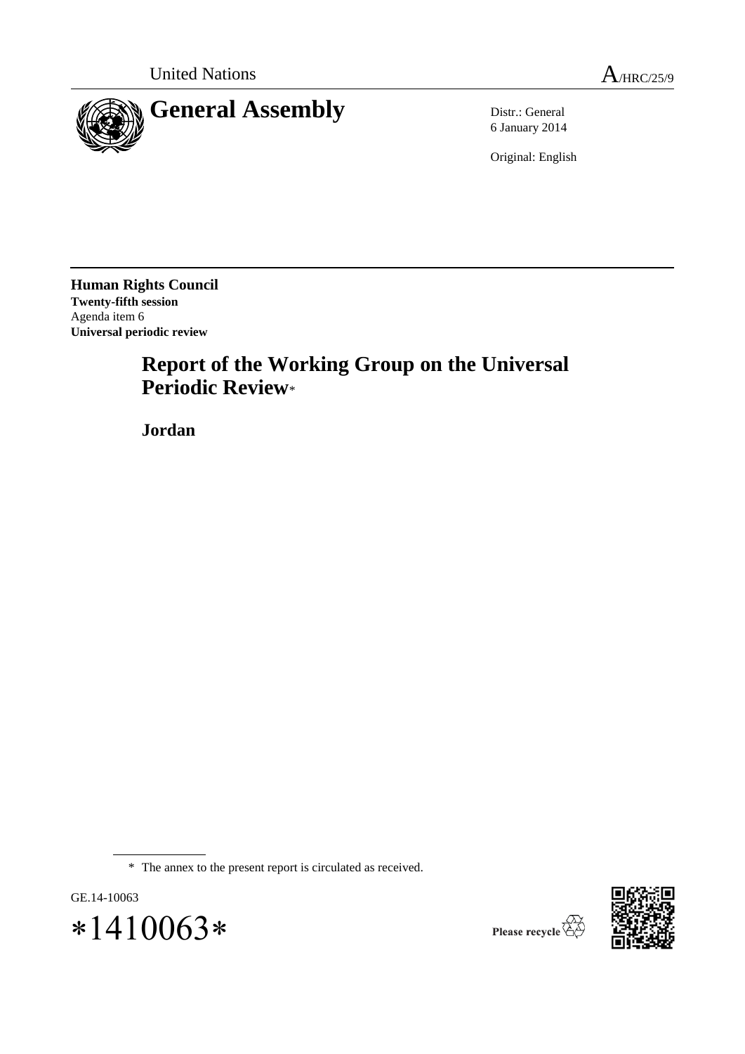United Nations A/HRC/25/9

# General Assembly

Distr.: General
6 January 2014

Original: English

**Human Rights Council**
**Twenty-fifth session**
Agenda item 6
**Universal periodic review**

# Report of the Working Group on the Universal Periodic Review*

## Jordan

* The annex to the present report is circulated as received.

GE.14-10063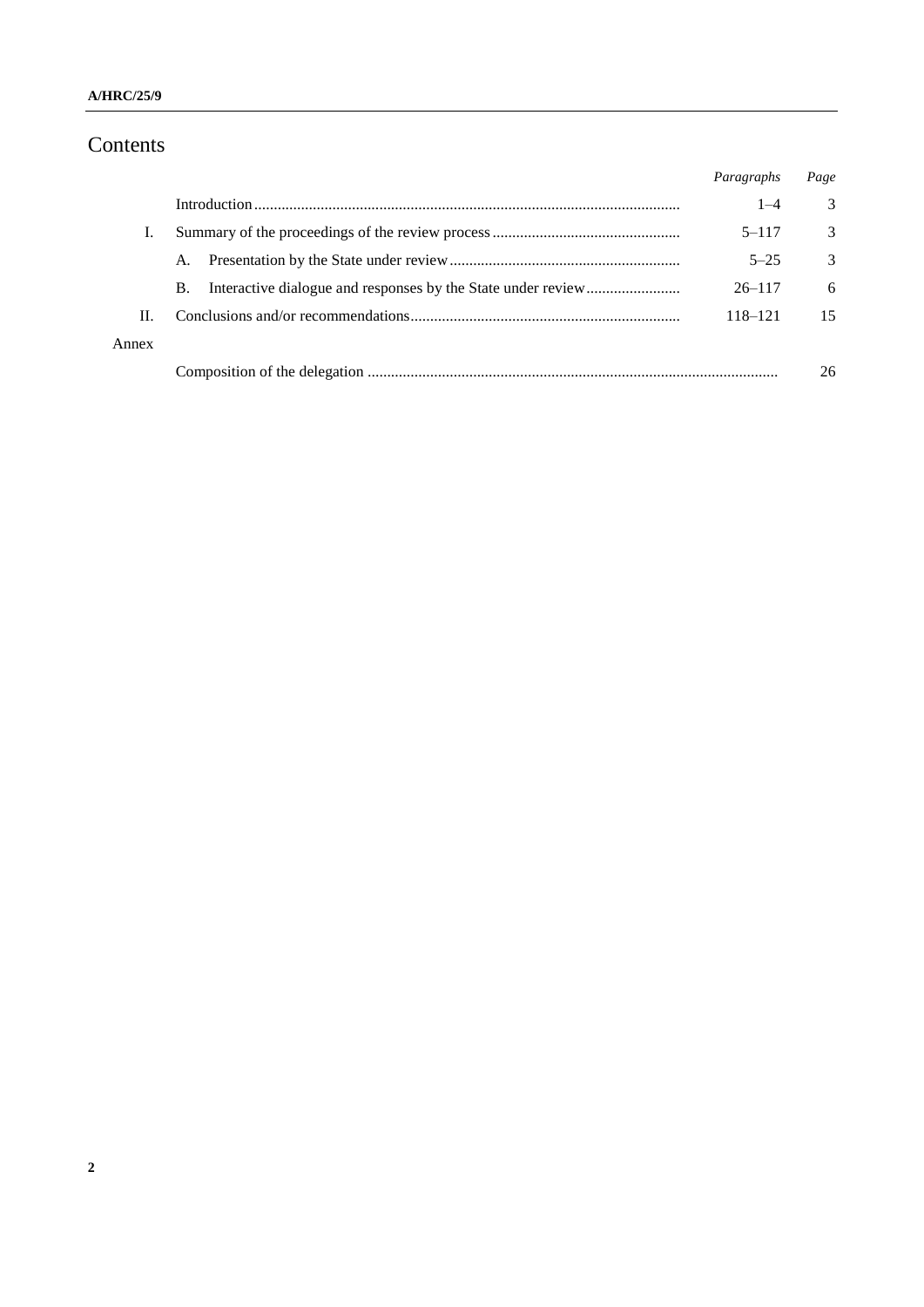# Contents

| | | *Paragraphs* | *Page* |
|---|---|---|---|
| | Introduction | 1–4 | 3 |
| I. | Summary of the proceedings of the review process | 5–117 | 3 |
| | A. Presentation by the State under review | 5–25 | 3 |
| | B. Interactive dialogue and responses by the State under review | 26–117 | 6 |
| II. | Conclusions and/or recommendations | 118–121 | 15 |
| Annex | | | |
| | Composition of the delegation | | 26 |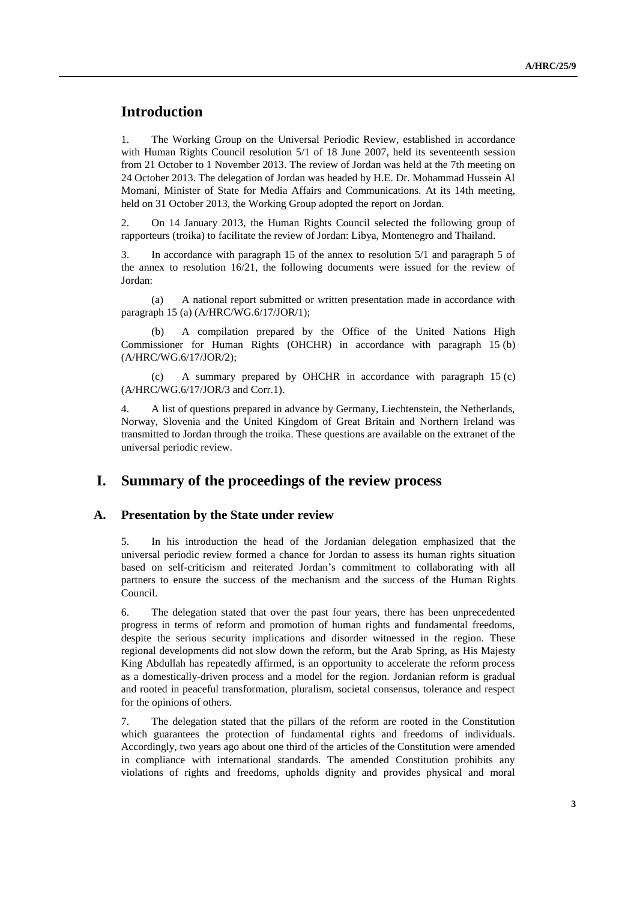# Introduction

1. The Working Group on the Universal Periodic Review, established in accordance with Human Rights Council resolution 5/1 of 18 June 2007, held its seventeenth session from 21 October to 1 November 2013. The review of Jordan was held at the 7th meeting on 24 October 2013. The delegation of Jordan was headed by H.E. Dr. Mohammad Hussein Al Momani, Minister of State for Media Affairs and Communications. At its 14th meeting, held on 31 October 2013, the Working Group adopted the report on Jordan.

2. On 14 January 2013, the Human Rights Council selected the following group of rapporteurs (troika) to facilitate the review of Jordan: Libya, Montenegro and Thailand.

3. In accordance with paragraph 15 of the annex to resolution 5/1 and paragraph 5 of the annex to resolution 16/21, the following documents were issued for the review of Jordan:

(a) A national report submitted or written presentation made in accordance with paragraph 15 (a) (A/HRC/WG.6/17/JOR/1);

(b) A compilation prepared by the Office of the United Nations High Commissioner for Human Rights (OHCHR) in accordance with paragraph 15 (b) (A/HRC/WG.6/17/JOR/2);

(c) A summary prepared by OHCHR in accordance with paragraph 15 (c) (A/HRC/WG.6/17/JOR/3 and Corr.1).

4. A list of questions prepared in advance by Germany, Liechtenstein, the Netherlands, Norway, Slovenia and the United Kingdom of Great Britain and Northern Ireland was transmitted to Jordan through the troika. These questions are available on the extranet of the universal periodic review.

# I. Summary of the proceedings of the review process

## A. Presentation by the State under review

5. In his introduction the head of the Jordanian delegation emphasized that the universal periodic review formed a chance for Jordan to assess its human rights situation based on self-criticism and reiterated Jordan's commitment to collaborating with all partners to ensure the success of the mechanism and the success of the Human Rights Council.

6. The delegation stated that over the past four years, there has been unprecedented progress in terms of reform and promotion of human rights and fundamental freedoms, despite the serious security implications and disorder witnessed in the region. These regional developments did not slow down the reform, but the Arab Spring, as His Majesty King Abdullah has repeatedly affirmed, is an opportunity to accelerate the reform process as a domestically-driven process and a model for the region. Jordanian reform is gradual and rooted in peaceful transformation, pluralism, societal consensus, tolerance and respect for the opinions of others.

7. The delegation stated that the pillars of the reform are rooted in the Constitution which guarantees the protection of fundamental rights and freedoms of individuals. Accordingly, two years ago about one third of the articles of the Constitution were amended in compliance with international standards. The amended Constitution prohibits any violations of rights and freedoms, upholds dignity and provides physical and moral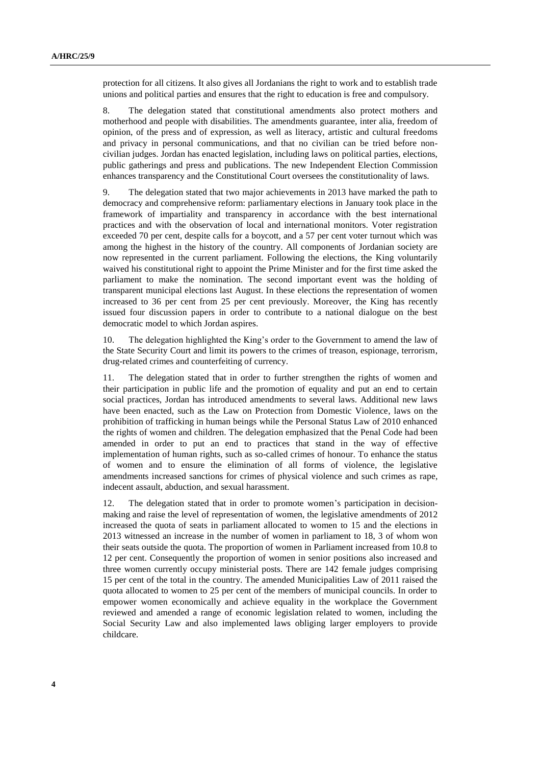protection for all citizens. It also gives all Jordanians the right to work and to establish trade unions and political parties and ensures that the right to education is free and compulsory.

8. The delegation stated that constitutional amendments also protect mothers and motherhood and people with disabilities. The amendments guarantee, inter alia, freedom of opinion, of the press and of expression, as well as literacy, artistic and cultural freedoms and privacy in personal communications, and that no civilian can be tried before non-civilian judges. Jordan has enacted legislation, including laws on political parties, elections, public gatherings and press and publications. The new Independent Election Commission enhances transparency and the Constitutional Court oversees the constitutionality of laws.

9. The delegation stated that two major achievements in 2013 have marked the path to democracy and comprehensive reform: parliamentary elections in January took place in the framework of impartiality and transparency in accordance with the best international practices and with the observation of local and international monitors. Voter registration exceeded 70 per cent, despite calls for a boycott, and a 57 per cent voter turnout which was among the highest in the history of the country. All components of Jordanian society are now represented in the current parliament. Following the elections, the King voluntarily waived his constitutional right to appoint the Prime Minister and for the first time asked the parliament to make the nomination. The second important event was the holding of transparent municipal elections last August. In these elections the representation of women increased to 36 per cent from 25 per cent previously. Moreover, the King has recently issued four discussion papers in order to contribute to a national dialogue on the best democratic model to which Jordan aspires.

10. The delegation highlighted the King's order to the Government to amend the law of the State Security Court and limit its powers to the crimes of treason, espionage, terrorism, drug-related crimes and counterfeiting of currency.

11. The delegation stated that in order to further strengthen the rights of women and their participation in public life and the promotion of equality and put an end to certain social practices, Jordan has introduced amendments to several laws. Additional new laws have been enacted, such as the Law on Protection from Domestic Violence, laws on the prohibition of trafficking in human beings while the Personal Status Law of 2010 enhanced the rights of women and children. The delegation emphasized that the Penal Code had been amended in order to put an end to practices that stand in the way of effective implementation of human rights, such as so-called crimes of honour. To enhance the status of women and to ensure the elimination of all forms of violence, the legislative amendments increased sanctions for crimes of physical violence and such crimes as rape, indecent assault, abduction, and sexual harassment.

12. The delegation stated that in order to promote women's participation in decision-making and raise the level of representation of women, the legislative amendments of 2012 increased the quota of seats in parliament allocated to women to 15 and the elections in 2013 witnessed an increase in the number of women in parliament to 18, 3 of whom won their seats outside the quota. The proportion of women in Parliament increased from 10.8 to 12 per cent. Consequently the proportion of women in senior positions also increased and three women currently occupy ministerial posts. There are 142 female judges comprising 15 per cent of the total in the country. The amended Municipalities Law of 2011 raised the quota allocated to women to 25 per cent of the members of municipal councils. In order to empower women economically and achieve equality in the workplace the Government reviewed and amended a range of economic legislation related to women, including the Social Security Law and also implemented laws obliging larger employers to provide childcare.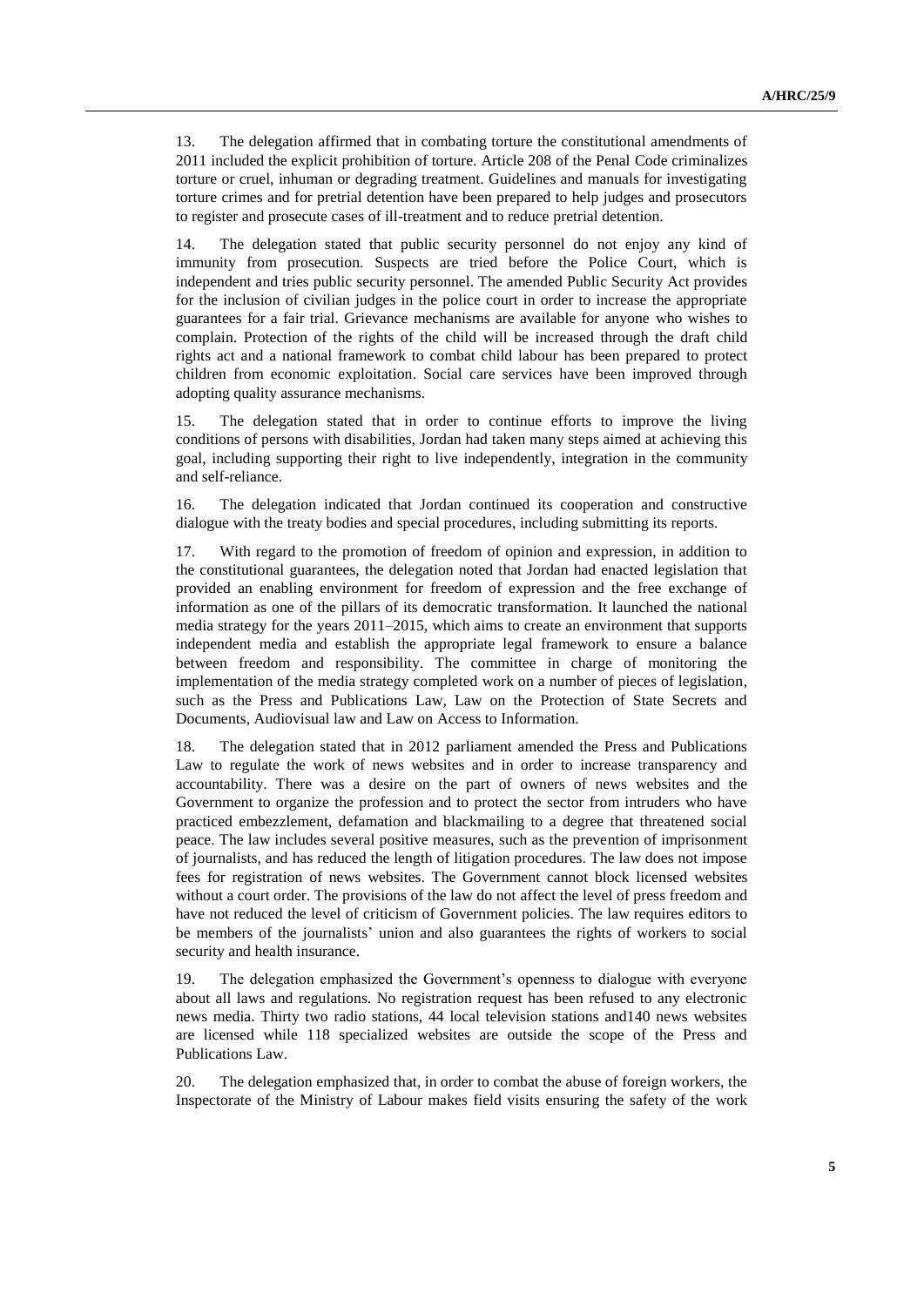13. The delegation affirmed that in combating torture the constitutional amendments of 2011 included the explicit prohibition of torture. Article 208 of the Penal Code criminalizes torture or cruel, inhuman or degrading treatment. Guidelines and manuals for investigating torture crimes and for pretrial detention have been prepared to help judges and prosecutors to register and prosecute cases of ill-treatment and to reduce pretrial detention.

14. The delegation stated that public security personnel do not enjoy any kind of immunity from prosecution. Suspects are tried before the Police Court, which is independent and tries public security personnel. The amended Public Security Act provides for the inclusion of civilian judges in the police court in order to increase the appropriate guarantees for a fair trial. Grievance mechanisms are available for anyone who wishes to complain. Protection of the rights of the child will be increased through the draft child rights act and a national framework to combat child labour has been prepared to protect children from economic exploitation. Social care services have been improved through adopting quality assurance mechanisms.

15. The delegation stated that in order to continue efforts to improve the living conditions of persons with disabilities, Jordan had taken many steps aimed at achieving this goal, including supporting their right to live independently, integration in the community and self-reliance.

16. The delegation indicated that Jordan continued its cooperation and constructive dialogue with the treaty bodies and special procedures, including submitting its reports.

17. With regard to the promotion of freedom of opinion and expression, in addition to the constitutional guarantees, the delegation noted that Jordan had enacted legislation that provided an enabling environment for freedom of expression and the free exchange of information as one of the pillars of its democratic transformation. It launched the national media strategy for the years 2011–2015, which aims to create an environment that supports independent media and establish the appropriate legal framework to ensure a balance between freedom and responsibility. The committee in charge of monitoring the implementation of the media strategy completed work on a number of pieces of legislation, such as the Press and Publications Law, Law on the Protection of State Secrets and Documents, Audiovisual law and Law on Access to Information.

18. The delegation stated that in 2012 parliament amended the Press and Publications Law to regulate the work of news websites and in order to increase transparency and accountability. There was a desire on the part of owners of news websites and the Government to organize the profession and to protect the sector from intruders who have practiced embezzlement, defamation and blackmailing to a degree that threatened social peace. The law includes several positive measures, such as the prevention of imprisonment of journalists, and has reduced the length of litigation procedures. The law does not impose fees for registration of news websites. The Government cannot block licensed websites without a court order. The provisions of the law do not affect the level of press freedom and have not reduced the level of criticism of Government policies. The law requires editors to be members of the journalists' union and also guarantees the rights of workers to social security and health insurance.

19. The delegation emphasized the Government's openness to dialogue with everyone about all laws and regulations. No registration request has been refused to any electronic news media. Thirty two radio stations, 44 local television stations and140 news websites are licensed while 118 specialized websites are outside the scope of the Press and Publications Law.

20. The delegation emphasized that, in order to combat the abuse of foreign workers, the Inspectorate of the Ministry of Labour makes field visits ensuring the safety of the work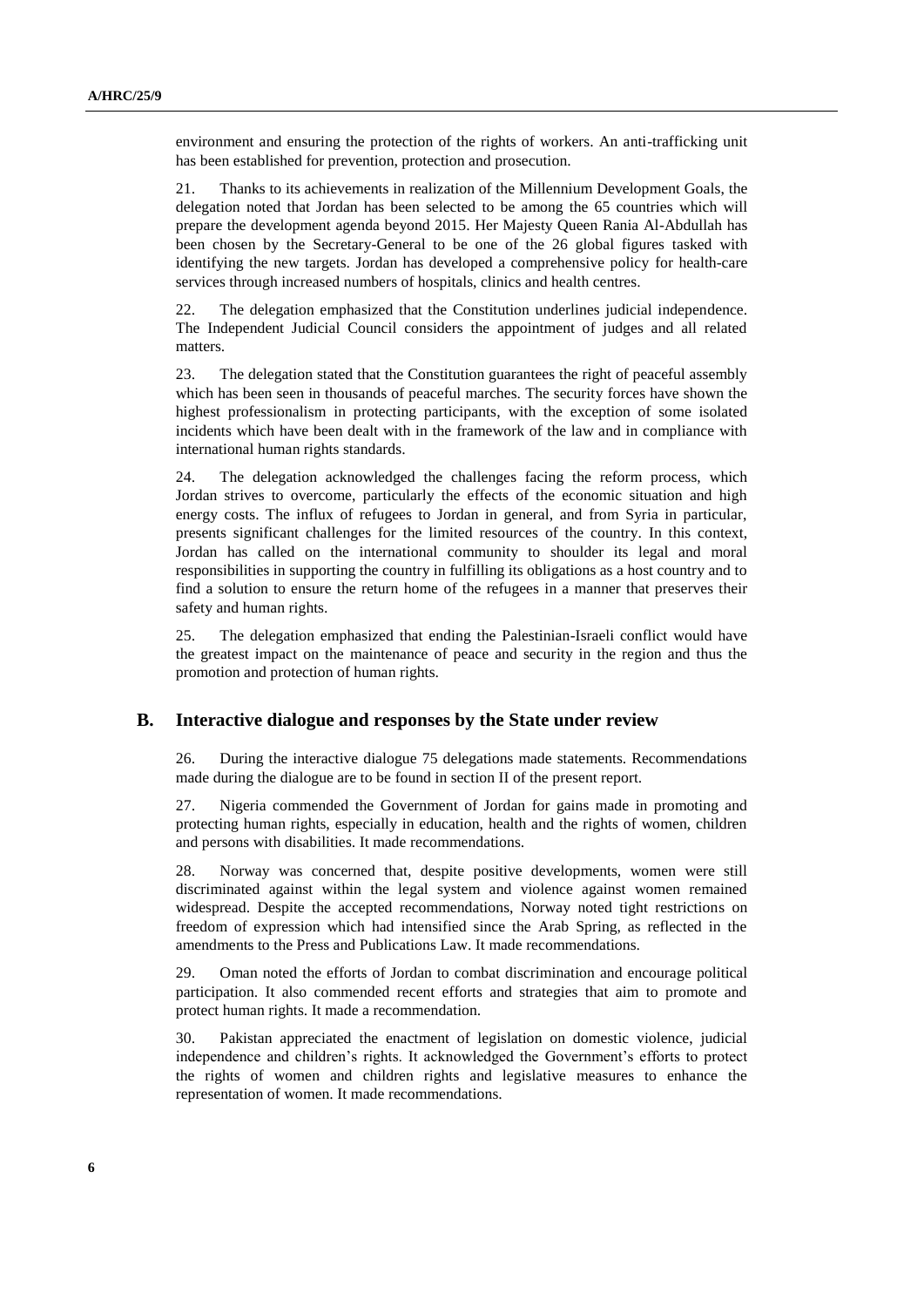environment and ensuring the protection of the rights of workers. An anti-trafficking unit has been established for prevention, protection and prosecution.

21. Thanks to its achievements in realization of the Millennium Development Goals, the delegation noted that Jordan has been selected to be among the 65 countries which will prepare the development agenda beyond 2015. Her Majesty Queen Rania Al-Abdullah has been chosen by the Secretary-General to be one of the 26 global figures tasked with identifying the new targets. Jordan has developed a comprehensive policy for health-care services through increased numbers of hospitals, clinics and health centres.

22. The delegation emphasized that the Constitution underlines judicial independence. The Independent Judicial Council considers the appointment of judges and all related matters.

23. The delegation stated that the Constitution guarantees the right of peaceful assembly which has been seen in thousands of peaceful marches. The security forces have shown the highest professionalism in protecting participants, with the exception of some isolated incidents which have been dealt with in the framework of the law and in compliance with international human rights standards.

24. The delegation acknowledged the challenges facing the reform process, which Jordan strives to overcome, particularly the effects of the economic situation and high energy costs. The influx of refugees to Jordan in general, and from Syria in particular, presents significant challenges for the limited resources of the country. In this context, Jordan has called on the international community to shoulder its legal and moral responsibilities in supporting the country in fulfilling its obligations as a host country and to find a solution to ensure the return home of the refugees in a manner that preserves their safety and human rights.

25. The delegation emphasized that ending the Palestinian-Israeli conflict would have the greatest impact on the maintenance of peace and security in the region and thus the promotion and protection of human rights.

## B. Interactive dialogue and responses by the State under review

26. During the interactive dialogue 75 delegations made statements. Recommendations made during the dialogue are to be found in section II of the present report.

27. Nigeria commended the Government of Jordan for gains made in promoting and protecting human rights, especially in education, health and the rights of women, children and persons with disabilities. It made recommendations.

28. Norway was concerned that, despite positive developments, women were still discriminated against within the legal system and violence against women remained widespread. Despite the accepted recommendations, Norway noted tight restrictions on freedom of expression which had intensified since the Arab Spring, as reflected in the amendments to the Press and Publications Law. It made recommendations.

29. Oman noted the efforts of Jordan to combat discrimination and encourage political participation. It also commended recent efforts and strategies that aim to promote and protect human rights. It made a recommendation.

30. Pakistan appreciated the enactment of legislation on domestic violence, judicial independence and children's rights. It acknowledged the Government's efforts to protect the rights of women and children rights and legislative measures to enhance the representation of women. It made recommendations.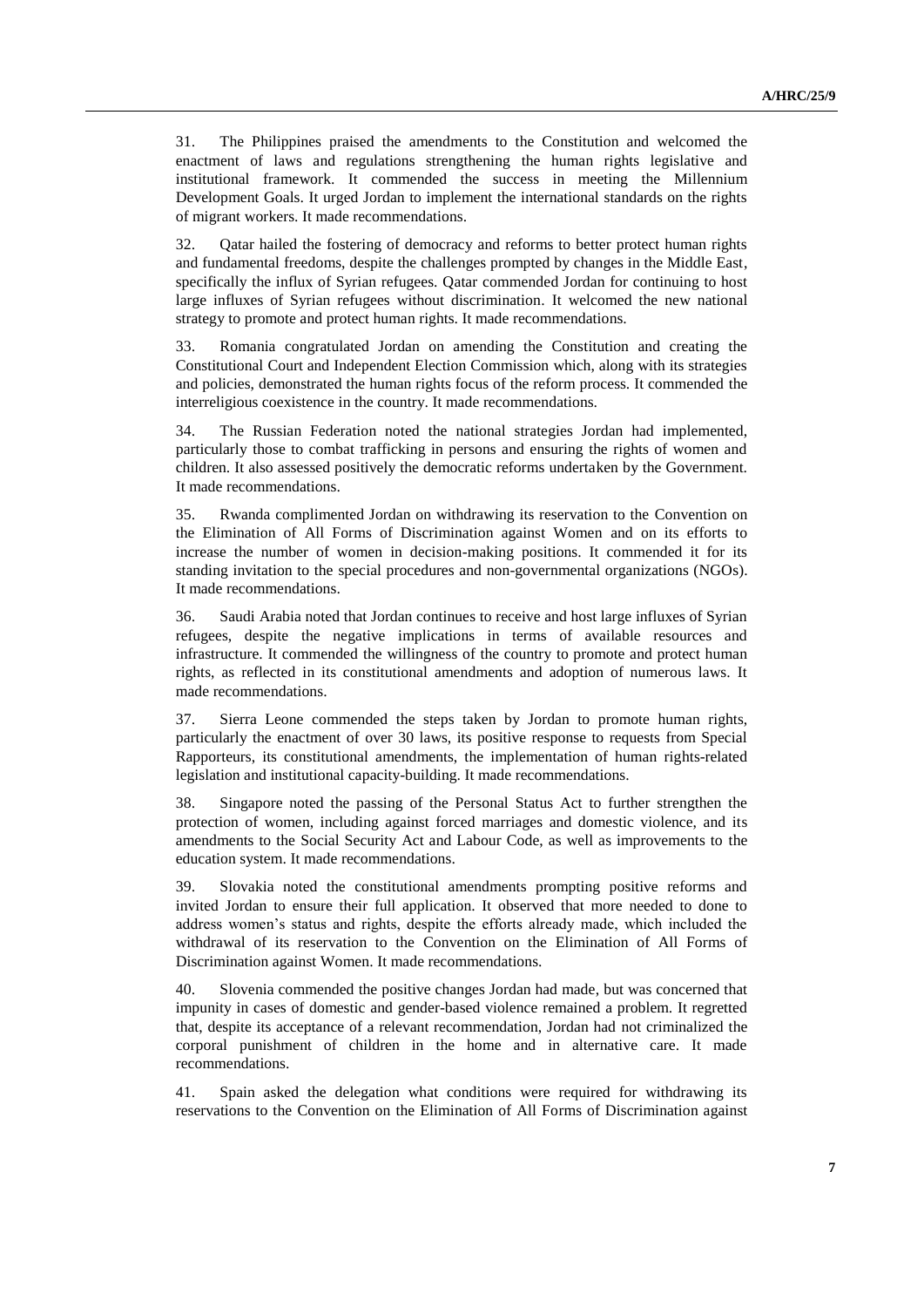31. The Philippines praised the amendments to the Constitution and welcomed the enactment of laws and regulations strengthening the human rights legislative and institutional framework. It commended the success in meeting the Millennium Development Goals. It urged Jordan to implement the international standards on the rights of migrant workers. It made recommendations.

32. Qatar hailed the fostering of democracy and reforms to better protect human rights and fundamental freedoms, despite the challenges prompted by changes in the Middle East, specifically the influx of Syrian refugees. Qatar commended Jordan for continuing to host large influxes of Syrian refugees without discrimination. It welcomed the new national strategy to promote and protect human rights. It made recommendations.

33. Romania congratulated Jordan on amending the Constitution and creating the Constitutional Court and Independent Election Commission which, along with its strategies and policies, demonstrated the human rights focus of the reform process. It commended the interreligious coexistence in the country. It made recommendations.

34. The Russian Federation noted the national strategies Jordan had implemented, particularly those to combat trafficking in persons and ensuring the rights of women and children. It also assessed positively the democratic reforms undertaken by the Government. It made recommendations.

35. Rwanda complimented Jordan on withdrawing its reservation to the Convention on the Elimination of All Forms of Discrimination against Women and on its efforts to increase the number of women in decision-making positions. It commended it for its standing invitation to the special procedures and non-governmental organizations (NGOs). It made recommendations.

36. Saudi Arabia noted that Jordan continues to receive and host large influxes of Syrian refugees, despite the negative implications in terms of available resources and infrastructure. It commended the willingness of the country to promote and protect human rights, as reflected in its constitutional amendments and adoption of numerous laws. It made recommendations.

37. Sierra Leone commended the steps taken by Jordan to promote human rights, particularly the enactment of over 30 laws, its positive response to requests from Special Rapporteurs, its constitutional amendments, the implementation of human rights-related legislation and institutional capacity-building. It made recommendations.

38. Singapore noted the passing of the Personal Status Act to further strengthen the protection of women, including against forced marriages and domestic violence, and its amendments to the Social Security Act and Labour Code, as well as improvements to the education system. It made recommendations.

39. Slovakia noted the constitutional amendments prompting positive reforms and invited Jordan to ensure their full application. It observed that more needed to done to address women's status and rights, despite the efforts already made, which included the withdrawal of its reservation to the Convention on the Elimination of All Forms of Discrimination against Women. It made recommendations.

40. Slovenia commended the positive changes Jordan had made, but was concerned that impunity in cases of domestic and gender-based violence remained a problem. It regretted that, despite its acceptance of a relevant recommendation, Jordan had not criminalized the corporal punishment of children in the home and in alternative care. It made recommendations.

41. Spain asked the delegation what conditions were required for withdrawing its reservations to the Convention on the Elimination of All Forms of Discrimination against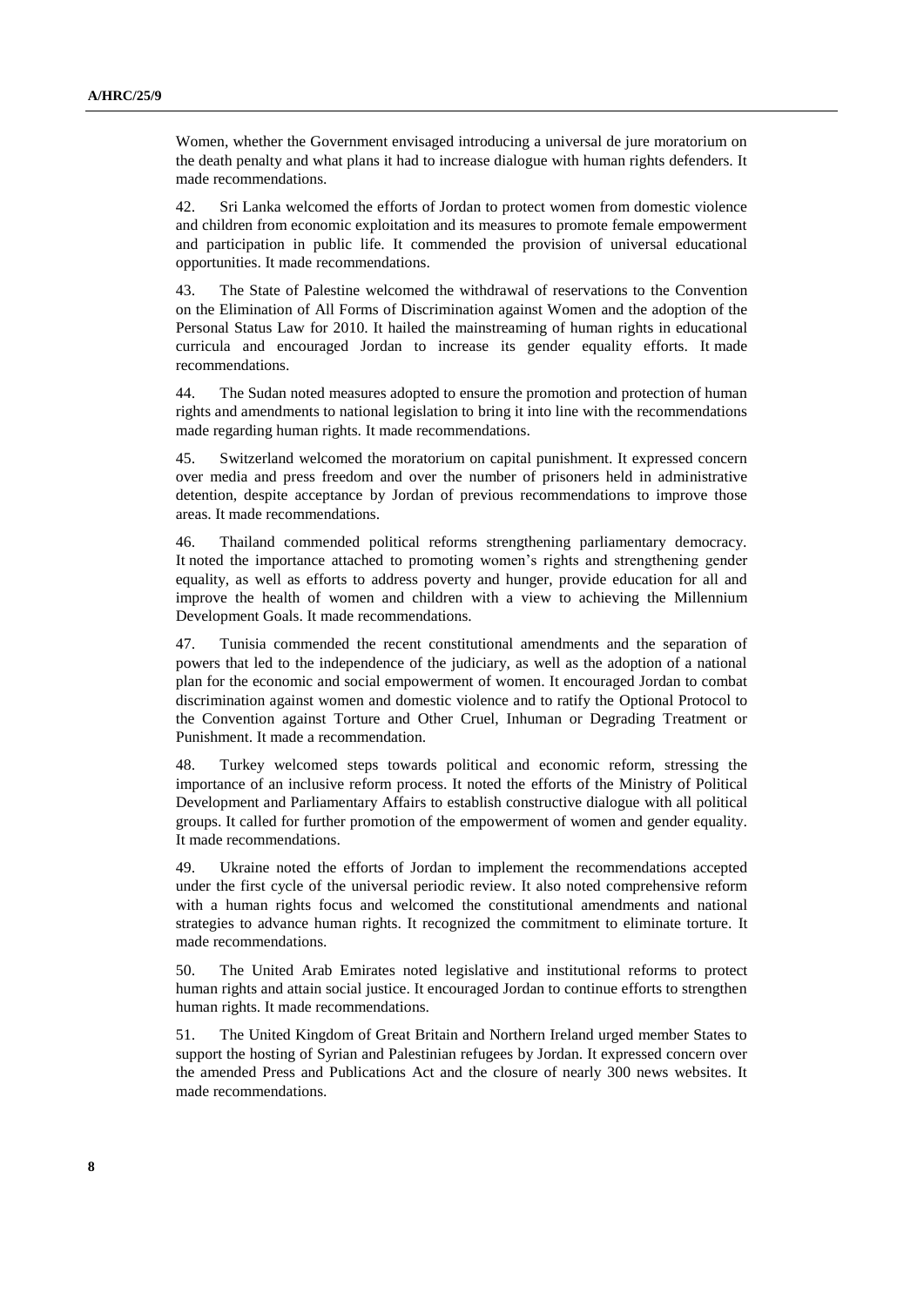Women, whether the Government envisaged introducing a universal de jure moratorium on the death penalty and what plans it had to increase dialogue with human rights defenders. It made recommendations.

42. Sri Lanka welcomed the efforts of Jordan to protect women from domestic violence and children from economic exploitation and its measures to promote female empowerment and participation in public life. It commended the provision of universal educational opportunities. It made recommendations.

43. The State of Palestine welcomed the withdrawal of reservations to the Convention on the Elimination of All Forms of Discrimination against Women and the adoption of the Personal Status Law for 2010. It hailed the mainstreaming of human rights in educational curricula and encouraged Jordan to increase its gender equality efforts. It made recommendations.

44. The Sudan noted measures adopted to ensure the promotion and protection of human rights and amendments to national legislation to bring it into line with the recommendations made regarding human rights. It made recommendations.

45. Switzerland welcomed the moratorium on capital punishment. It expressed concern over media and press freedom and over the number of prisoners held in administrative detention, despite acceptance by Jordan of previous recommendations to improve those areas. It made recommendations.

46. Thailand commended political reforms strengthening parliamentary democracy. It noted the importance attached to promoting women's rights and strengthening gender equality, as well as efforts to address poverty and hunger, provide education for all and improve the health of women and children with a view to achieving the Millennium Development Goals. It made recommendations.

47. Tunisia commended the recent constitutional amendments and the separation of powers that led to the independence of the judiciary, as well as the adoption of a national plan for the economic and social empowerment of women. It encouraged Jordan to combat discrimination against women and domestic violence and to ratify the Optional Protocol to the Convention against Torture and Other Cruel, Inhuman or Degrading Treatment or Punishment. It made a recommendation.

48. Turkey welcomed steps towards political and economic reform, stressing the importance of an inclusive reform process. It noted the efforts of the Ministry of Political Development and Parliamentary Affairs to establish constructive dialogue with all political groups. It called for further promotion of the empowerment of women and gender equality. It made recommendations.

49. Ukraine noted the efforts of Jordan to implement the recommendations accepted under the first cycle of the universal periodic review. It also noted comprehensive reform with a human rights focus and welcomed the constitutional amendments and national strategies to advance human rights. It recognized the commitment to eliminate torture. It made recommendations.

50. The United Arab Emirates noted legislative and institutional reforms to protect human rights and attain social justice. It encouraged Jordan to continue efforts to strengthen human rights. It made recommendations.

51. The United Kingdom of Great Britain and Northern Ireland urged member States to support the hosting of Syrian and Palestinian refugees by Jordan. It expressed concern over the amended Press and Publications Act and the closure of nearly 300 news websites. It made recommendations.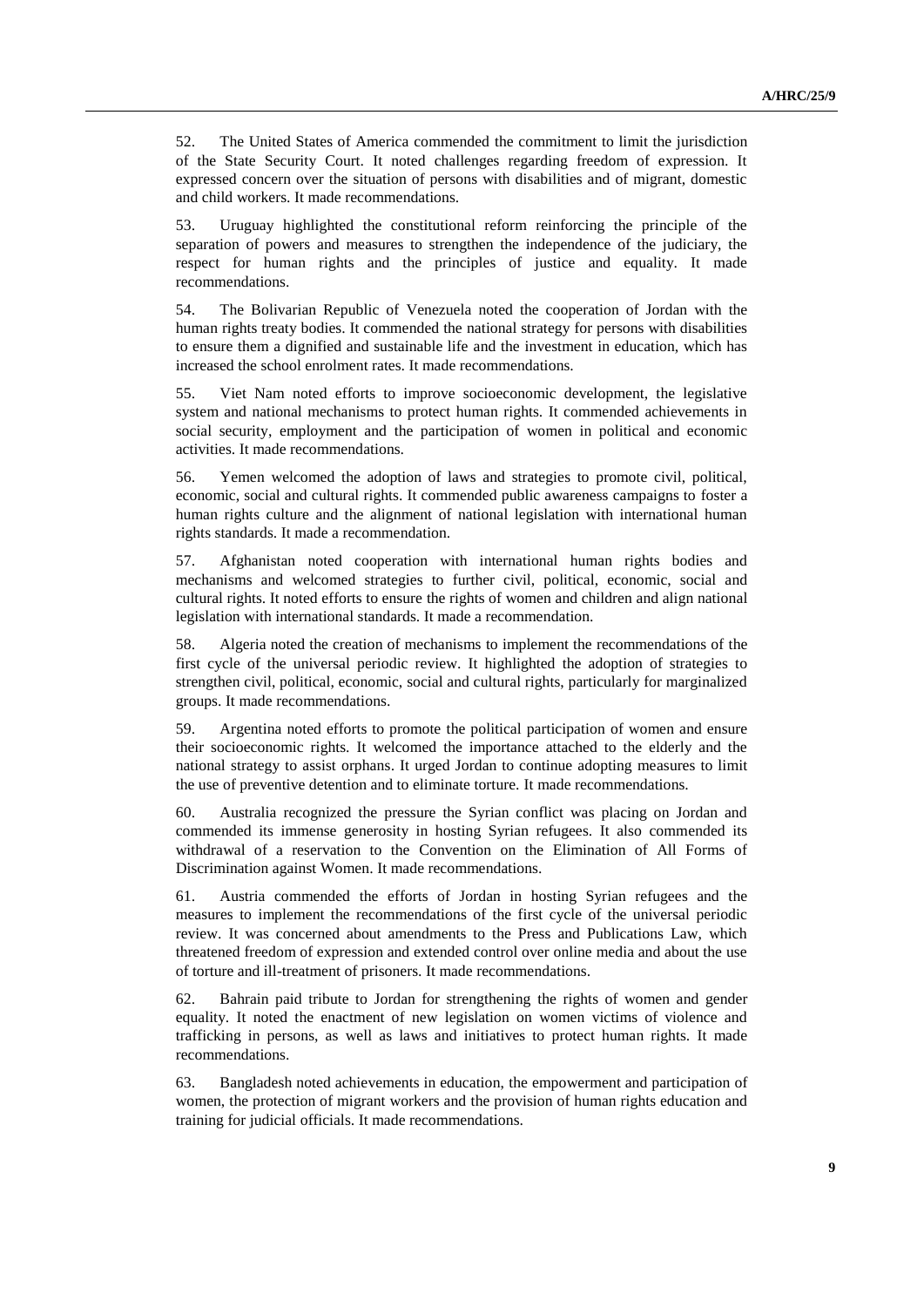52. The United States of America commended the commitment to limit the jurisdiction of the State Security Court. It noted challenges regarding freedom of expression. It expressed concern over the situation of persons with disabilities and of migrant, domestic and child workers. It made recommendations.

53. Uruguay highlighted the constitutional reform reinforcing the principle of the separation of powers and measures to strengthen the independence of the judiciary, the respect for human rights and the principles of justice and equality. It made recommendations.

54. The Bolivarian Republic of Venezuela noted the cooperation of Jordan with the human rights treaty bodies. It commended the national strategy for persons with disabilities to ensure them a dignified and sustainable life and the investment in education, which has increased the school enrolment rates. It made recommendations.

55. Viet Nam noted efforts to improve socioeconomic development, the legislative system and national mechanisms to protect human rights. It commended achievements in social security, employment and the participation of women in political and economic activities. It made recommendations.

56. Yemen welcomed the adoption of laws and strategies to promote civil, political, economic, social and cultural rights. It commended public awareness campaigns to foster a human rights culture and the alignment of national legislation with international human rights standards. It made a recommendation.

57. Afghanistan noted cooperation with international human rights bodies and mechanisms and welcomed strategies to further civil, political, economic, social and cultural rights. It noted efforts to ensure the rights of women and children and align national legislation with international standards. It made a recommendation.

58. Algeria noted the creation of mechanisms to implement the recommendations of the first cycle of the universal periodic review. It highlighted the adoption of strategies to strengthen civil, political, economic, social and cultural rights, particularly for marginalized groups. It made recommendations.

59. Argentina noted efforts to promote the political participation of women and ensure their socioeconomic rights. It welcomed the importance attached to the elderly and the national strategy to assist orphans. It urged Jordan to continue adopting measures to limit the use of preventive detention and to eliminate torture. It made recommendations.

60. Australia recognized the pressure the Syrian conflict was placing on Jordan and commended its immense generosity in hosting Syrian refugees. It also commended its withdrawal of a reservation to the Convention on the Elimination of All Forms of Discrimination against Women. It made recommendations.

61. Austria commended the efforts of Jordan in hosting Syrian refugees and the measures to implement the recommendations of the first cycle of the universal periodic review. It was concerned about amendments to the Press and Publications Law, which threatened freedom of expression and extended control over online media and about the use of torture and ill-treatment of prisoners. It made recommendations.

62. Bahrain paid tribute to Jordan for strengthening the rights of women and gender equality. It noted the enactment of new legislation on women victims of violence and trafficking in persons, as well as laws and initiatives to protect human rights. It made recommendations.

63. Bangladesh noted achievements in education, the empowerment and participation of women, the protection of migrant workers and the provision of human rights education and training for judicial officials. It made recommendations.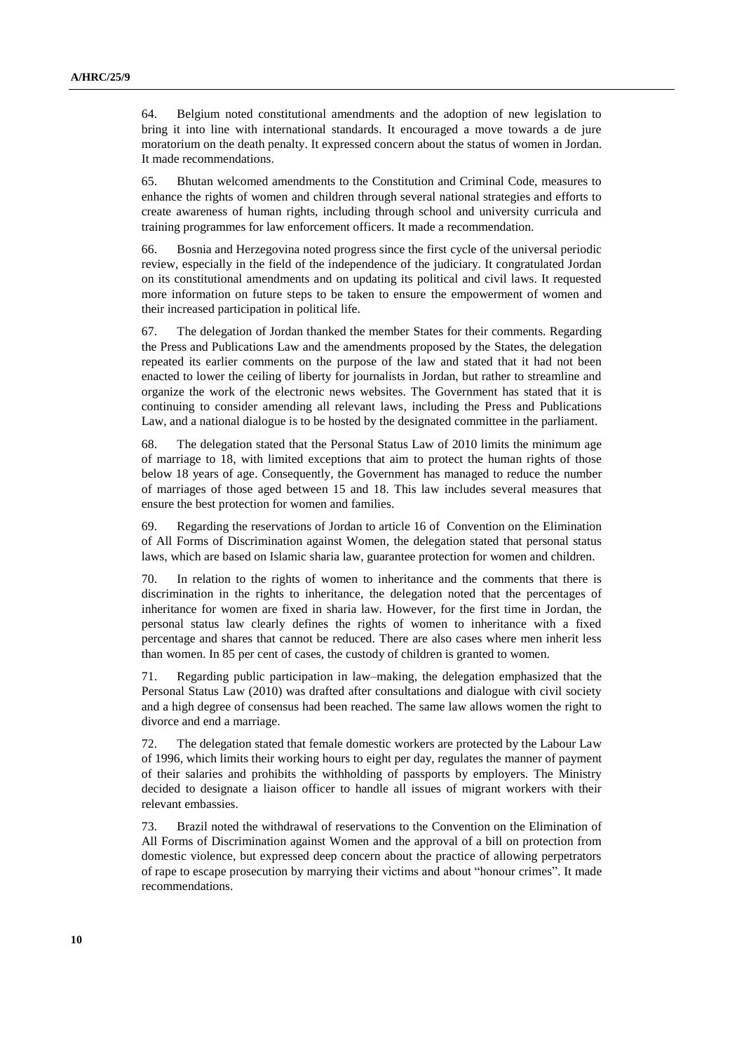64. Belgium noted constitutional amendments and the adoption of new legislation to bring it into line with international standards. It encouraged a move towards a de jure moratorium on the death penalty. It expressed concern about the status of women in Jordan. It made recommendations.

65. Bhutan welcomed amendments to the Constitution and Criminal Code, measures to enhance the rights of women and children through several national strategies and efforts to create awareness of human rights, including through school and university curricula and training programmes for law enforcement officers. It made a recommendation.

66. Bosnia and Herzegovina noted progress since the first cycle of the universal periodic review, especially in the field of the independence of the judiciary. It congratulated Jordan on its constitutional amendments and on updating its political and civil laws. It requested more information on future steps to be taken to ensure the empowerment of women and their increased participation in political life.

67. The delegation of Jordan thanked the member States for their comments. Regarding the Press and Publications Law and the amendments proposed by the States, the delegation repeated its earlier comments on the purpose of the law and stated that it had not been enacted to lower the ceiling of liberty for journalists in Jordan, but rather to streamline and organize the work of the electronic news websites. The Government has stated that it is continuing to consider amending all relevant laws, including the Press and Publications Law, and a national dialogue is to be hosted by the designated committee in the parliament.

68. The delegation stated that the Personal Status Law of 2010 limits the minimum age of marriage to 18, with limited exceptions that aim to protect the human rights of those below 18 years of age. Consequently, the Government has managed to reduce the number of marriages of those aged between 15 and 18. This law includes several measures that ensure the best protection for women and families.

69. Regarding the reservations of Jordan to article 16 of Convention on the Elimination of All Forms of Discrimination against Women, the delegation stated that personal status laws, which are based on Islamic sharia law, guarantee protection for women and children.

70. In relation to the rights of women to inheritance and the comments that there is discrimination in the rights to inheritance, the delegation noted that the percentages of inheritance for women are fixed in sharia law. However, for the first time in Jordan, the personal status law clearly defines the rights of women to inheritance with a fixed percentage and shares that cannot be reduced. There are also cases where men inherit less than women. In 85 per cent of cases, the custody of children is granted to women.

71. Regarding public participation in law–making, the delegation emphasized that the Personal Status Law (2010) was drafted after consultations and dialogue with civil society and a high degree of consensus had been reached. The same law allows women the right to divorce and end a marriage.

72. The delegation stated that female domestic workers are protected by the Labour Law of 1996, which limits their working hours to eight per day, regulates the manner of payment of their salaries and prohibits the withholding of passports by employers. The Ministry decided to designate a liaison officer to handle all issues of migrant workers with their relevant embassies.

73. Brazil noted the withdrawal of reservations to the Convention on the Elimination of All Forms of Discrimination against Women and the approval of a bill on protection from domestic violence, but expressed deep concern about the practice of allowing perpetrators of rape to escape prosecution by marrying their victims and about "honour crimes". It made recommendations.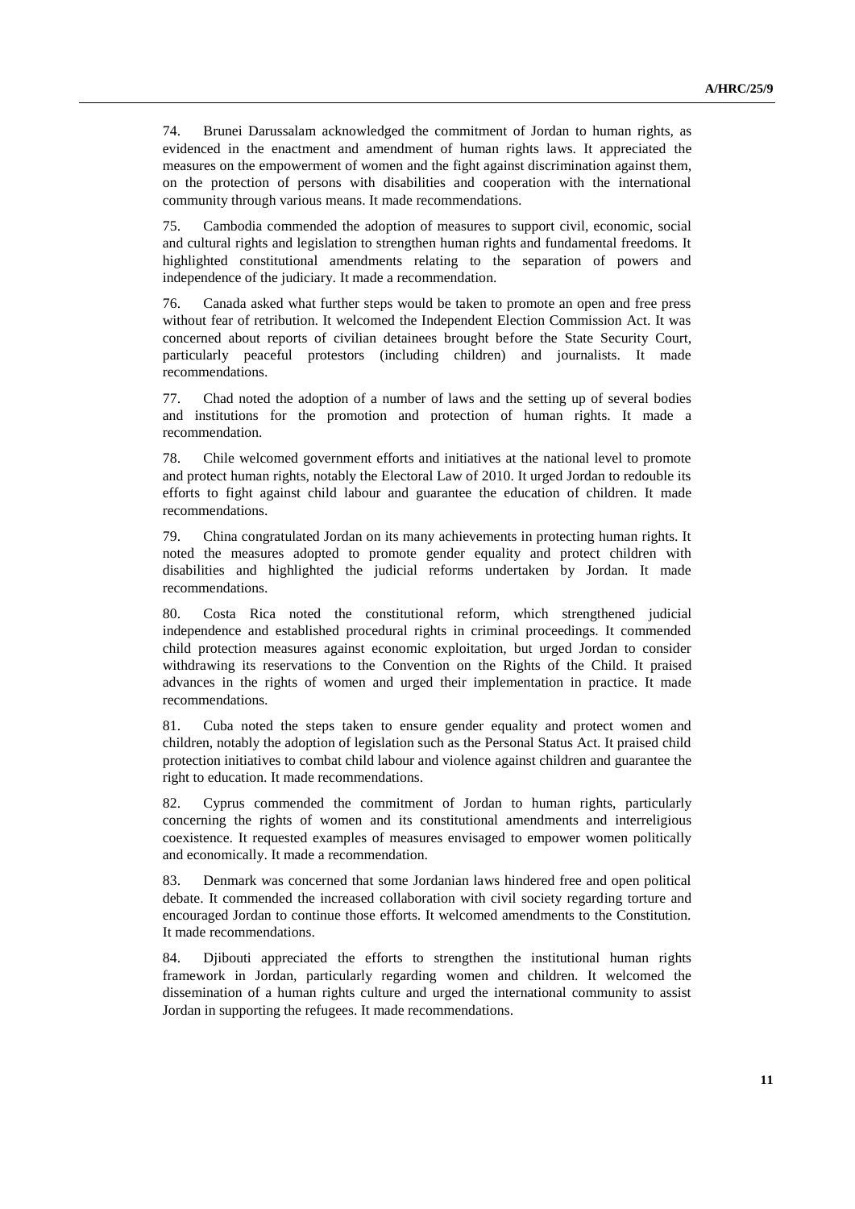74. Brunei Darussalam acknowledged the commitment of Jordan to human rights, as evidenced in the enactment and amendment of human rights laws. It appreciated the measures on the empowerment of women and the fight against discrimination against them, on the protection of persons with disabilities and cooperation with the international community through various means. It made recommendations.

75. Cambodia commended the adoption of measures to support civil, economic, social and cultural rights and legislation to strengthen human rights and fundamental freedoms. It highlighted constitutional amendments relating to the separation of powers and independence of the judiciary. It made a recommendation.

76. Canada asked what further steps would be taken to promote an open and free press without fear of retribution. It welcomed the Independent Election Commission Act. It was concerned about reports of civilian detainees brought before the State Security Court, particularly peaceful protestors (including children) and journalists. It made recommendations.

77. Chad noted the adoption of a number of laws and the setting up of several bodies and institutions for the promotion and protection of human rights. It made a recommendation.

78. Chile welcomed government efforts and initiatives at the national level to promote and protect human rights, notably the Electoral Law of 2010. It urged Jordan to redouble its efforts to fight against child labour and guarantee the education of children. It made recommendations.

79. China congratulated Jordan on its many achievements in protecting human rights. It noted the measures adopted to promote gender equality and protect children with disabilities and highlighted the judicial reforms undertaken by Jordan. It made recommendations.

80. Costa Rica noted the constitutional reform, which strengthened judicial independence and established procedural rights in criminal proceedings. It commended child protection measures against economic exploitation, but urged Jordan to consider withdrawing its reservations to the Convention on the Rights of the Child. It praised advances in the rights of women and urged their implementation in practice. It made recommendations.

81. Cuba noted the steps taken to ensure gender equality and protect women and children, notably the adoption of legislation such as the Personal Status Act. It praised child protection initiatives to combat child labour and violence against children and guarantee the right to education. It made recommendations.

82. Cyprus commended the commitment of Jordan to human rights, particularly concerning the rights of women and its constitutional amendments and interreligious coexistence. It requested examples of measures envisaged to empower women politically and economically. It made a recommendation.

83. Denmark was concerned that some Jordanian laws hindered free and open political debate. It commended the increased collaboration with civil society regarding torture and encouraged Jordan to continue those efforts. It welcomed amendments to the Constitution. It made recommendations.

84. Djibouti appreciated the efforts to strengthen the institutional human rights framework in Jordan, particularly regarding women and children. It welcomed the dissemination of a human rights culture and urged the international community to assist Jordan in supporting the refugees. It made recommendations.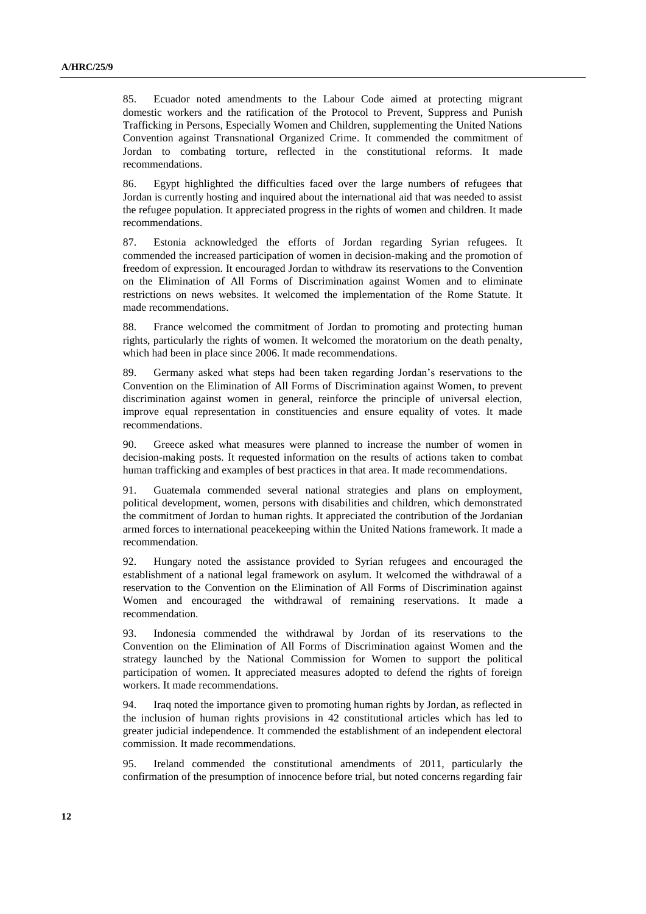85. Ecuador noted amendments to the Labour Code aimed at protecting migrant domestic workers and the ratification of the Protocol to Prevent, Suppress and Punish Trafficking in Persons, Especially Women and Children, supplementing the United Nations Convention against Transnational Organized Crime. It commended the commitment of Jordan to combating torture, reflected in the constitutional reforms. It made recommendations.

86. Egypt highlighted the difficulties faced over the large numbers of refugees that Jordan is currently hosting and inquired about the international aid that was needed to assist the refugee population. It appreciated progress in the rights of women and children. It made recommendations.

87. Estonia acknowledged the efforts of Jordan regarding Syrian refugees. It commended the increased participation of women in decision-making and the promotion of freedom of expression. It encouraged Jordan to withdraw its reservations to the Convention on the Elimination of All Forms of Discrimination against Women and to eliminate restrictions on news websites. It welcomed the implementation of the Rome Statute. It made recommendations.

88. France welcomed the commitment of Jordan to promoting and protecting human rights, particularly the rights of women. It welcomed the moratorium on the death penalty, which had been in place since 2006. It made recommendations.

89. Germany asked what steps had been taken regarding Jordan's reservations to the Convention on the Elimination of All Forms of Discrimination against Women, to prevent discrimination against women in general, reinforce the principle of universal election, improve equal representation in constituencies and ensure equality of votes. It made recommendations.

90. Greece asked what measures were planned to increase the number of women in decision-making posts. It requested information on the results of actions taken to combat human trafficking and examples of best practices in that area. It made recommendations.

91. Guatemala commended several national strategies and plans on employment, political development, women, persons with disabilities and children, which demonstrated the commitment of Jordan to human rights. It appreciated the contribution of the Jordanian armed forces to international peacekeeping within the United Nations framework. It made a recommendation.

92. Hungary noted the assistance provided to Syrian refugees and encouraged the establishment of a national legal framework on asylum. It welcomed the withdrawal of a reservation to the Convention on the Elimination of All Forms of Discrimination against Women and encouraged the withdrawal of remaining reservations. It made a recommendation.

93. Indonesia commended the withdrawal by Jordan of its reservations to the Convention on the Elimination of All Forms of Discrimination against Women and the strategy launched by the National Commission for Women to support the political participation of women. It appreciated measures adopted to defend the rights of foreign workers. It made recommendations.

94. Iraq noted the importance given to promoting human rights by Jordan, as reflected in the inclusion of human rights provisions in 42 constitutional articles which has led to greater judicial independence. It commended the establishment of an independent electoral commission. It made recommendations.

95. Ireland commended the constitutional amendments of 2011, particularly the confirmation of the presumption of innocence before trial, but noted concerns regarding fair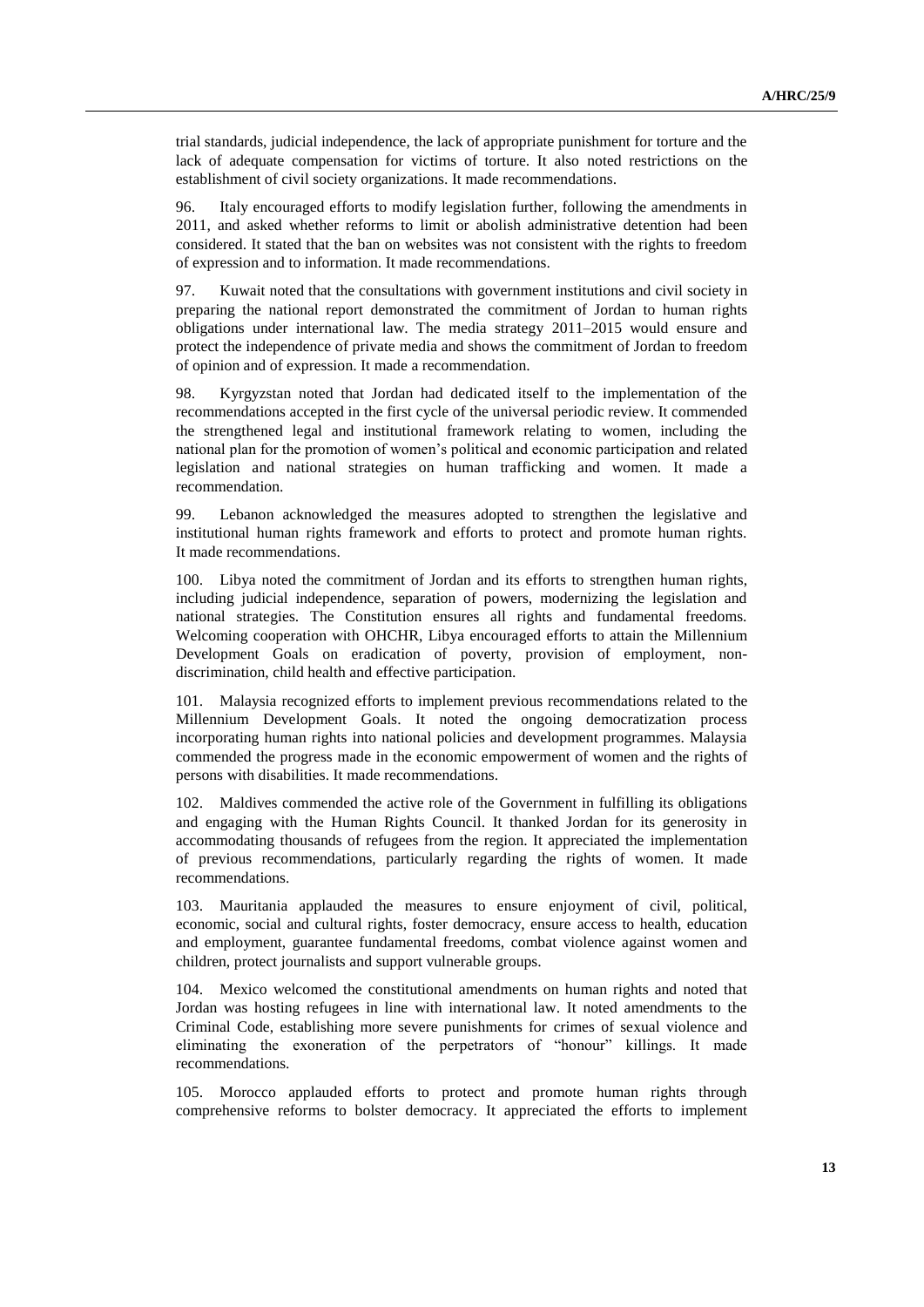trial standards, judicial independence, the lack of appropriate punishment for torture and the lack of adequate compensation for victims of torture. It also noted restrictions on the establishment of civil society organizations. It made recommendations.

96. Italy encouraged efforts to modify legislation further, following the amendments in 2011, and asked whether reforms to limit or abolish administrative detention had been considered. It stated that the ban on websites was not consistent with the rights to freedom of expression and to information. It made recommendations.

97. Kuwait noted that the consultations with government institutions and civil society in preparing the national report demonstrated the commitment of Jordan to human rights obligations under international law. The media strategy 2011–2015 would ensure and protect the independence of private media and shows the commitment of Jordan to freedom of opinion and of expression. It made a recommendation.

98. Kyrgyzstan noted that Jordan had dedicated itself to the implementation of the recommendations accepted in the first cycle of the universal periodic review. It commended the strengthened legal and institutional framework relating to women, including the national plan for the promotion of women's political and economic participation and related legislation and national strategies on human trafficking and women. It made a recommendation.

99. Lebanon acknowledged the measures adopted to strengthen the legislative and institutional human rights framework and efforts to protect and promote human rights. It made recommendations.

100. Libya noted the commitment of Jordan and its efforts to strengthen human rights, including judicial independence, separation of powers, modernizing the legislation and national strategies. The Constitution ensures all rights and fundamental freedoms. Welcoming cooperation with OHCHR, Libya encouraged efforts to attain the Millennium Development Goals on eradication of poverty, provision of employment, non-discrimination, child health and effective participation.

101. Malaysia recognized efforts to implement previous recommendations related to the Millennium Development Goals. It noted the ongoing democratization process incorporating human rights into national policies and development programmes. Malaysia commended the progress made in the economic empowerment of women and the rights of persons with disabilities. It made recommendations.

102. Maldives commended the active role of the Government in fulfilling its obligations and engaging with the Human Rights Council. It thanked Jordan for its generosity in accommodating thousands of refugees from the region. It appreciated the implementation of previous recommendations, particularly regarding the rights of women. It made recommendations.

103. Mauritania applauded the measures to ensure enjoyment of civil, political, economic, social and cultural rights, foster democracy, ensure access to health, education and employment, guarantee fundamental freedoms, combat violence against women and children, protect journalists and support vulnerable groups.

104. Mexico welcomed the constitutional amendments on human rights and noted that Jordan was hosting refugees in line with international law. It noted amendments to the Criminal Code, establishing more severe punishments for crimes of sexual violence and eliminating the exoneration of the perpetrators of "honour" killings. It made recommendations.

105. Morocco applauded efforts to protect and promote human rights through comprehensive reforms to bolster democracy. It appreciated the efforts to implement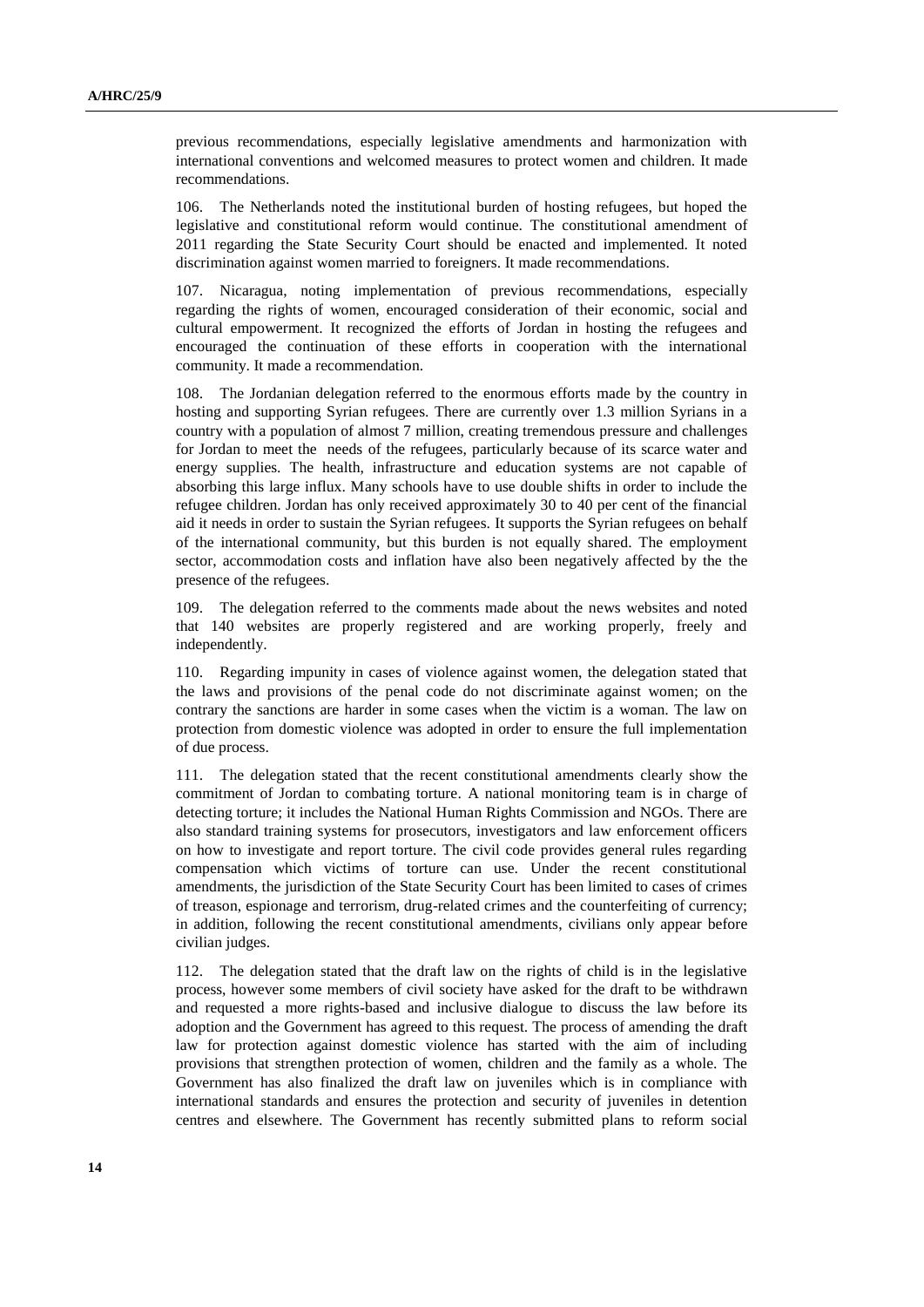previous recommendations, especially legislative amendments and harmonization with international conventions and welcomed measures to protect women and children. It made recommendations.

106. The Netherlands noted the institutional burden of hosting refugees, but hoped the legislative and constitutional reform would continue. The constitutional amendment of 2011 regarding the State Security Court should be enacted and implemented. It noted discrimination against women married to foreigners. It made recommendations.

107. Nicaragua, noting implementation of previous recommendations, especially regarding the rights of women, encouraged consideration of their economic, social and cultural empowerment. It recognized the efforts of Jordan in hosting the refugees and encouraged the continuation of these efforts in cooperation with the international community. It made a recommendation.

108. The Jordanian delegation referred to the enormous efforts made by the country in hosting and supporting Syrian refugees. There are currently over 1.3 million Syrians in a country with a population of almost 7 million, creating tremendous pressure and challenges for Jordan to meet the needs of the refugees, particularly because of its scarce water and energy supplies. The health, infrastructure and education systems are not capable of absorbing this large influx. Many schools have to use double shifts in order to include the refugee children. Jordan has only received approximately 30 to 40 per cent of the financial aid it needs in order to sustain the Syrian refugees. It supports the Syrian refugees on behalf of the international community, but this burden is not equally shared. The employment sector, accommodation costs and inflation have also been negatively affected by the the presence of the refugees.

109. The delegation referred to the comments made about the news websites and noted that 140 websites are properly registered and are working properly, freely and independently.

110. Regarding impunity in cases of violence against women, the delegation stated that the laws and provisions of the penal code do not discriminate against women; on the contrary the sanctions are harder in some cases when the victim is a woman. The law on protection from domestic violence was adopted in order to ensure the full implementation of due process.

111. The delegation stated that the recent constitutional amendments clearly show the commitment of Jordan to combating torture. A national monitoring team is in charge of detecting torture; it includes the National Human Rights Commission and NGOs. There are also standard training systems for prosecutors, investigators and law enforcement officers on how to investigate and report torture. The civil code provides general rules regarding compensation which victims of torture can use. Under the recent constitutional amendments, the jurisdiction of the State Security Court has been limited to cases of crimes of treason, espionage and terrorism, drug-related crimes and the counterfeiting of currency; in addition, following the recent constitutional amendments, civilians only appear before civilian judges.

112. The delegation stated that the draft law on the rights of child is in the legislative process, however some members of civil society have asked for the draft to be withdrawn and requested a more rights-based and inclusive dialogue to discuss the law before its adoption and the Government has agreed to this request. The process of amending the draft law for protection against domestic violence has started with the aim of including provisions that strengthen protection of women, children and the family as a whole. The Government has also finalized the draft law on juveniles which is in compliance with international standards and ensures the protection and security of juveniles in detention centres and elsewhere. The Government has recently submitted plans to reform social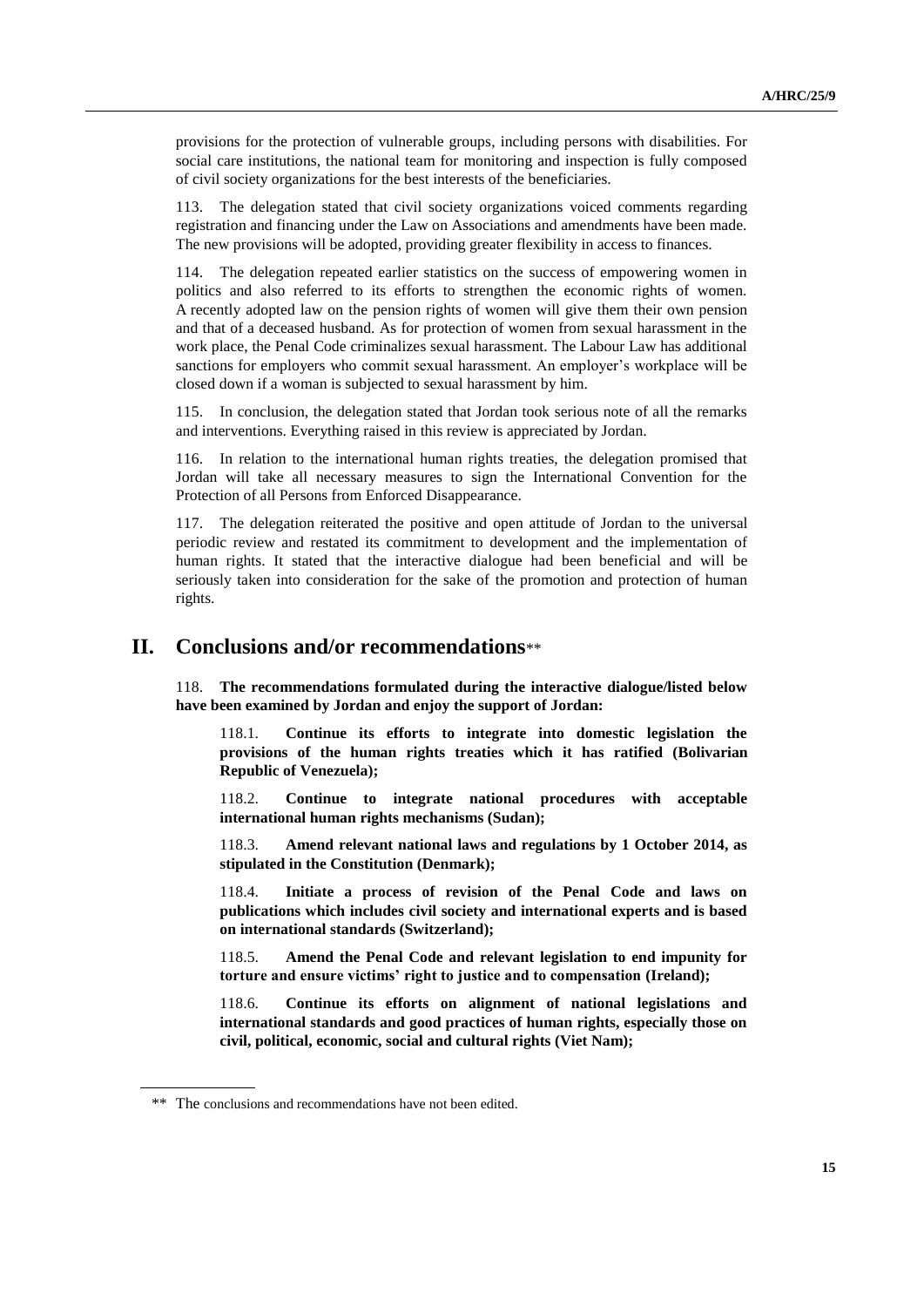provisions for the protection of vulnerable groups, including persons with disabilities. For social care institutions, the national team for monitoring and inspection is fully composed of civil society organizations for the best interests of the beneficiaries.

113. The delegation stated that civil society organizations voiced comments regarding registration and financing under the Law on Associations and amendments have been made. The new provisions will be adopted, providing greater flexibility in access to finances.

114. The delegation repeated earlier statistics on the success of empowering women in politics and also referred to its efforts to strengthen the economic rights of women. A recently adopted law on the pension rights of women will give them their own pension and that of a deceased husband. As for protection of women from sexual harassment in the work place, the Penal Code criminalizes sexual harassment. The Labour Law has additional sanctions for employers who commit sexual harassment. An employer's workplace will be closed down if a woman is subjected to sexual harassment by him.

115. In conclusion, the delegation stated that Jordan took serious note of all the remarks and interventions. Everything raised in this review is appreciated by Jordan.

116. In relation to the international human rights treaties, the delegation promised that Jordan will take all necessary measures to sign the International Convention for the Protection of all Persons from Enforced Disappearance.

117. The delegation reiterated the positive and open attitude of Jordan to the universal periodic review and restated its commitment to development and the implementation of human rights. It stated that the interactive dialogue had been beneficial and will be seriously taken into consideration for the sake of the promotion and protection of human rights.

# II. Conclusions and/or recommendations**

118. **The recommendations formulated during the interactive dialogue/listed below have been examined by Jordan and enjoy the support of Jordan:**

118.1. **Continue its efforts to integrate into domestic legislation the provisions of the human rights treaties which it has ratified (Bolivarian Republic of Venezuela);**

118.2. **Continue to integrate national procedures with acceptable international human rights mechanisms (Sudan);**

118.3. **Amend relevant national laws and regulations by 1 October 2014, as stipulated in the Constitution (Denmark);**

118.4. **Initiate a process of revision of the Penal Code and laws on publications which includes civil society and international experts and is based on international standards (Switzerland);**

118.5. **Amend the Penal Code and relevant legislation to end impunity for torture and ensure victims' right to justice and to compensation (Ireland);**

118.6. **Continue its efforts on alignment of national legislations and international standards and good practices of human rights, especially those on civil, political, economic, social and cultural rights (Viet Nam);**

** The conclusions and recommendations have not been edited.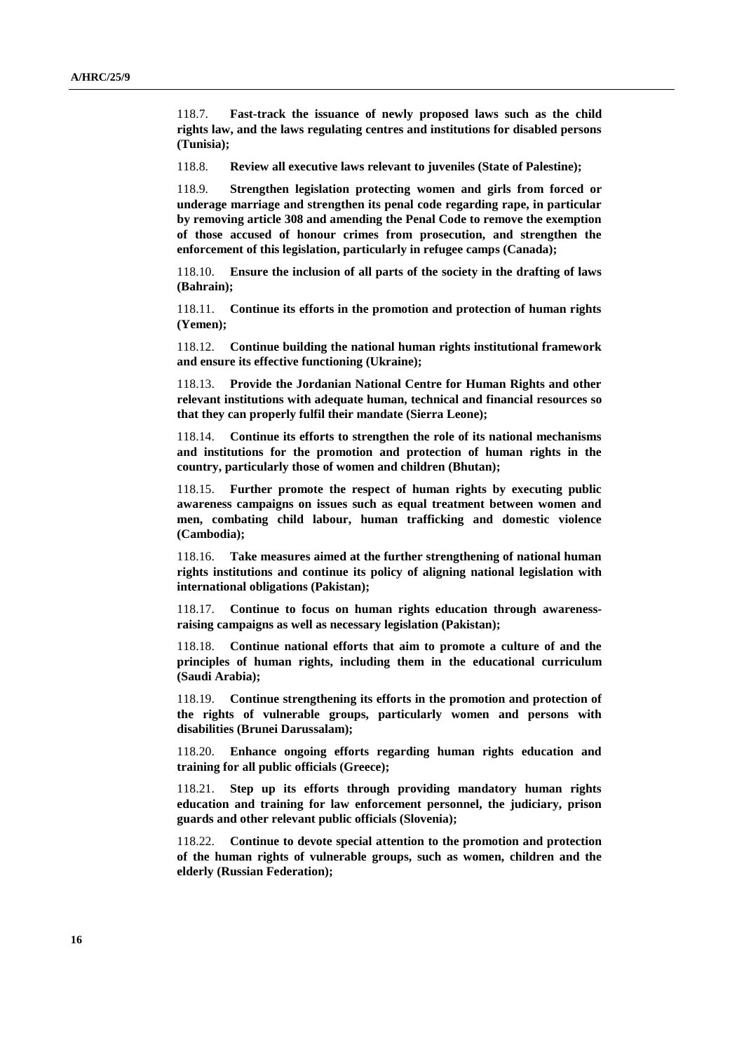118.7. **Fast-track the issuance of newly proposed laws such as the child rights law, and the laws regulating centres and institutions for disabled persons (Tunisia);**

118.8. **Review all executive laws relevant to juveniles (State of Palestine);**

118.9. **Strengthen legislation protecting women and girls from forced or underage marriage and strengthen its penal code regarding rape, in particular by removing article 308 and amending the Penal Code to remove the exemption of those accused of honour crimes from prosecution, and strengthen the enforcement of this legislation, particularly in refugee camps (Canada);**

118.10. **Ensure the inclusion of all parts of the society in the drafting of laws (Bahrain);**

118.11. **Continue its efforts in the promotion and protection of human rights (Yemen);**

118.12. **Continue building the national human rights institutional framework and ensure its effective functioning (Ukraine);**

118.13. **Provide the Jordanian National Centre for Human Rights and other relevant institutions with adequate human, technical and financial resources so that they can properly fulfil their mandate (Sierra Leone);**

118.14. **Continue its efforts to strengthen the role of its national mechanisms and institutions for the promotion and protection of human rights in the country, particularly those of women and children (Bhutan);**

118.15. **Further promote the respect of human rights by executing public awareness campaigns on issues such as equal treatment between women and men, combating child labour, human trafficking and domestic violence (Cambodia);**

118.16. **Take measures aimed at the further strengthening of national human rights institutions and continue its policy of aligning national legislation with international obligations (Pakistan);**

118.17. **Continue to focus on human rights education through awareness-raising campaigns as well as necessary legislation (Pakistan);**

118.18. **Continue national efforts that aim to promote a culture of and the principles of human rights, including them in the educational curriculum (Saudi Arabia);**

118.19. **Continue strengthening its efforts in the promotion and protection of the rights of vulnerable groups, particularly women and persons with disabilities (Brunei Darussalam);**

118.20. **Enhance ongoing efforts regarding human rights education and training for all public officials (Greece);**

118.21. **Step up its efforts through providing mandatory human rights education and training for law enforcement personnel, the judiciary, prison guards and other relevant public officials (Slovenia);**

118.22. **Continue to devote special attention to the promotion and protection of the human rights of vulnerable groups, such as women, children and the elderly (Russian Federation);**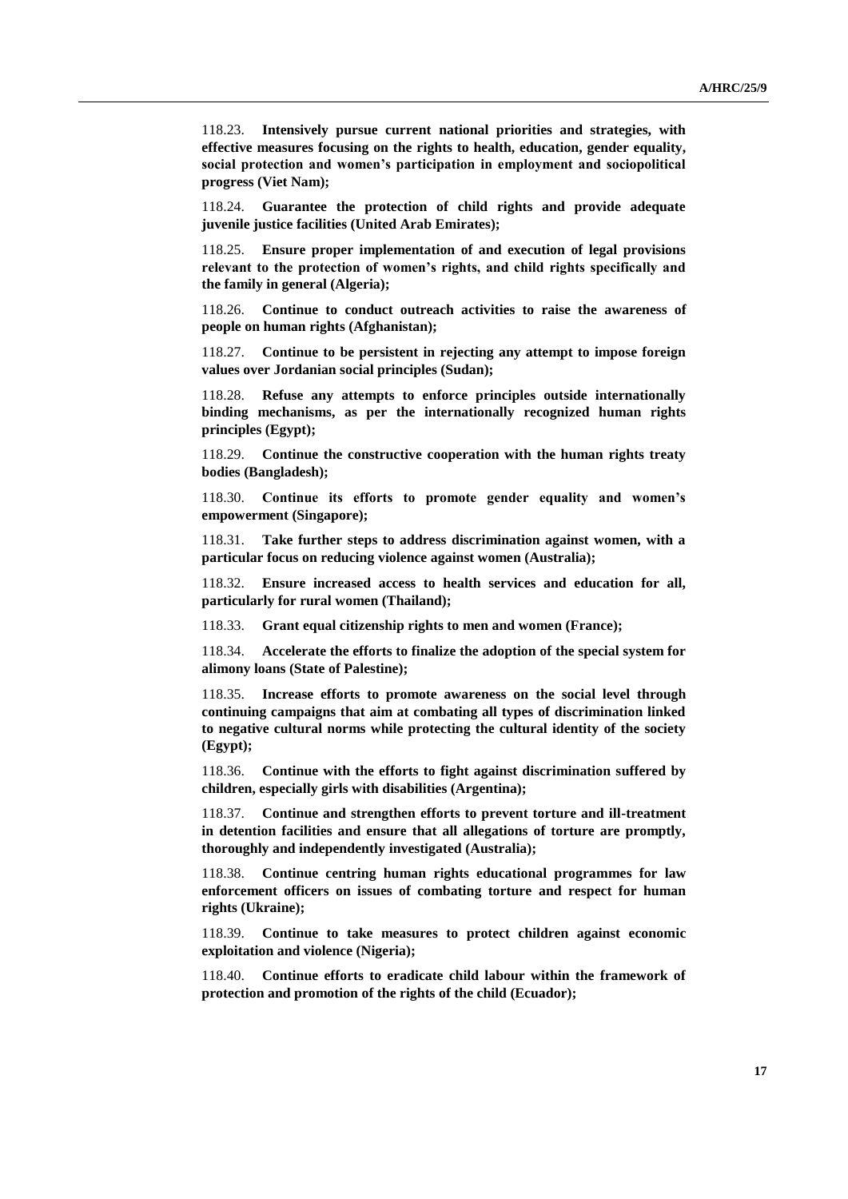118.23. **Intensively pursue current national priorities and strategies, with effective measures focusing on the rights to health, education, gender equality, social protection and women's participation in employment and sociopolitical progress (Viet Nam);**

118.24. **Guarantee the protection of child rights and provide adequate juvenile justice facilities (United Arab Emirates);**

118.25. **Ensure proper implementation of and execution of legal provisions relevant to the protection of women's rights, and child rights specifically and the family in general (Algeria);**

118.26. **Continue to conduct outreach activities to raise the awareness of people on human rights (Afghanistan);**

118.27. **Continue to be persistent in rejecting any attempt to impose foreign values over Jordanian social principles (Sudan);**

118.28. **Refuse any attempts to enforce principles outside internationally binding mechanisms, as per the internationally recognized human rights principles (Egypt);**

118.29. **Continue the constructive cooperation with the human rights treaty bodies (Bangladesh);**

118.30. **Continue its efforts to promote gender equality and women's empowerment (Singapore);**

118.31. **Take further steps to address discrimination against women, with a particular focus on reducing violence against women (Australia);**

118.32. **Ensure increased access to health services and education for all, particularly for rural women (Thailand);**

118.33. **Grant equal citizenship rights to men and women (France);**

118.34. **Accelerate the efforts to finalize the adoption of the special system for alimony loans (State of Palestine);**

118.35. **Increase efforts to promote awareness on the social level through continuing campaigns that aim at combating all types of discrimination linked to negative cultural norms while protecting the cultural identity of the society (Egypt);**

118.36. **Continue with the efforts to fight against discrimination suffered by children, especially girls with disabilities (Argentina);**

118.37. **Continue and strengthen efforts to prevent torture and ill-treatment in detention facilities and ensure that all allegations of torture are promptly, thoroughly and independently investigated (Australia);**

118.38. **Continue centring human rights educational programmes for law enforcement officers on issues of combating torture and respect for human rights (Ukraine);**

118.39. **Continue to take measures to protect children against economic exploitation and violence (Nigeria);**

118.40. **Continue efforts to eradicate child labour within the framework of protection and promotion of the rights of the child (Ecuador);**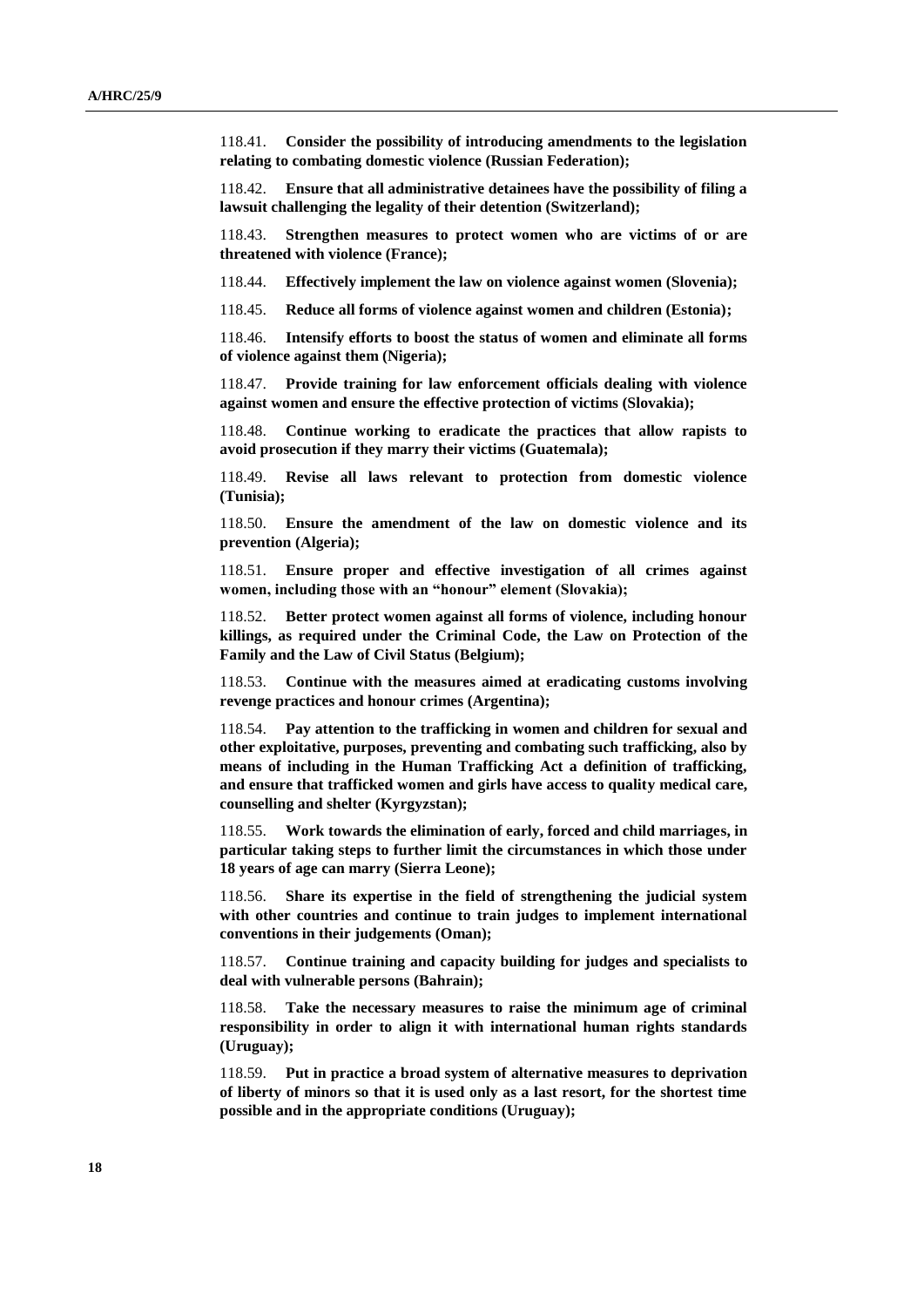118.41. **Consider the possibility of introducing amendments to the legislation relating to combating domestic violence (Russian Federation);**

118.42. **Ensure that all administrative detainees have the possibility of filing a lawsuit challenging the legality of their detention (Switzerland);**

118.43. **Strengthen measures to protect women who are victims of or are threatened with violence (France);**

118.44. **Effectively implement the law on violence against women (Slovenia);**

118.45. **Reduce all forms of violence against women and children (Estonia);**

118.46. **Intensify efforts to boost the status of women and eliminate all forms of violence against them (Nigeria);**

118.47. **Provide training for law enforcement officials dealing with violence against women and ensure the effective protection of victims (Slovakia);**

118.48. **Continue working to eradicate the practices that allow rapists to avoid prosecution if they marry their victims (Guatemala);**

118.49. **Revise all laws relevant to protection from domestic violence (Tunisia);**

118.50. **Ensure the amendment of the law on domestic violence and its prevention (Algeria);**

118.51. **Ensure proper and effective investigation of all crimes against women, including those with an "honour" element (Slovakia);**

118.52. **Better protect women against all forms of violence, including honour killings, as required under the Criminal Code, the Law on Protection of the Family and the Law of Civil Status (Belgium);**

118.53. **Continue with the measures aimed at eradicating customs involving revenge practices and honour crimes (Argentina);**

118.54. **Pay attention to the trafficking in women and children for sexual and other exploitative, purposes, preventing and combating such trafficking, also by means of including in the Human Trafficking Act a definition of trafficking, and ensure that trafficked women and girls have access to quality medical care, counselling and shelter (Kyrgyzstan);**

118.55. **Work towards the elimination of early, forced and child marriages, in particular taking steps to further limit the circumstances in which those under 18 years of age can marry (Sierra Leone);**

118.56. **Share its expertise in the field of strengthening the judicial system with other countries and continue to train judges to implement international conventions in their judgements (Oman);**

118.57. **Continue training and capacity building for judges and specialists to deal with vulnerable persons (Bahrain);**

118.58. **Take the necessary measures to raise the minimum age of criminal responsibility in order to align it with international human rights standards (Uruguay);**

118.59. **Put in practice a broad system of alternative measures to deprivation of liberty of minors so that it is used only as a last resort, for the shortest time possible and in the appropriate conditions (Uruguay);**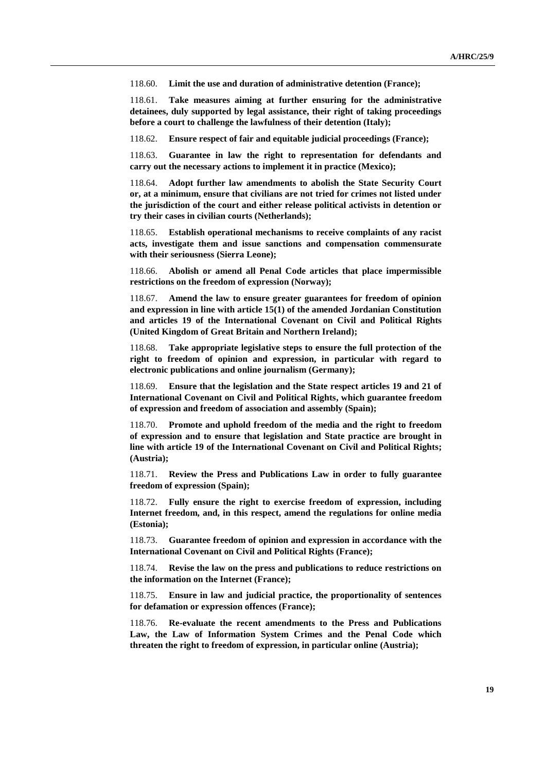118.60. **Limit the use and duration of administrative detention (France);**

118.61. **Take measures aiming at further ensuring for the administrative detainees, duly supported by legal assistance, their right of taking proceedings before a court to challenge the lawfulness of their detention (Italy);**

118.62. **Ensure respect of fair and equitable judicial proceedings (France);**

118.63. **Guarantee in law the right to representation for defendants and carry out the necessary actions to implement it in practice (Mexico);**

118.64. **Adopt further law amendments to abolish the State Security Court or, at a minimum, ensure that civilians are not tried for crimes not listed under the jurisdiction of the court and either release political activists in detention or try their cases in civilian courts (Netherlands);**

118.65. **Establish operational mechanisms to receive complaints of any racist acts, investigate them and issue sanctions and compensation commensurate with their seriousness (Sierra Leone);**

118.66. **Abolish or amend all Penal Code articles that place impermissible restrictions on the freedom of expression (Norway);**

118.67. **Amend the law to ensure greater guarantees for freedom of opinion and expression in line with article 15(1) of the amended Jordanian Constitution and articles 19 of the International Covenant on Civil and Political Rights (United Kingdom of Great Britain and Northern Ireland);**

118.68. **Take appropriate legislative steps to ensure the full protection of the right to freedom of opinion and expression, in particular with regard to electronic publications and online journalism (Germany);**

118.69. **Ensure that the legislation and the State respect articles 19 and 21 of International Covenant on Civil and Political Rights, which guarantee freedom of expression and freedom of association and assembly (Spain);**

118.70. **Promote and uphold freedom of the media and the right to freedom of expression and to ensure that legislation and State practice are brought in line with article 19 of the International Covenant on Civil and Political Rights; (Austria);**

118.71. **Review the Press and Publications Law in order to fully guarantee freedom of expression (Spain);**

118.72. **Fully ensure the right to exercise freedom of expression, including Internet freedom, and, in this respect, amend the regulations for online media (Estonia);**

118.73. **Guarantee freedom of opinion and expression in accordance with the International Covenant on Civil and Political Rights (France);**

118.74. **Revise the law on the press and publications to reduce restrictions on the information on the Internet (France);**

118.75. **Ensure in law and judicial practice, the proportionality of sentences for defamation or expression offences (France);**

118.76. **Re-evaluate the recent amendments to the Press and Publications Law, the Law of Information System Crimes and the Penal Code which threaten the right to freedom of expression, in particular online (Austria);**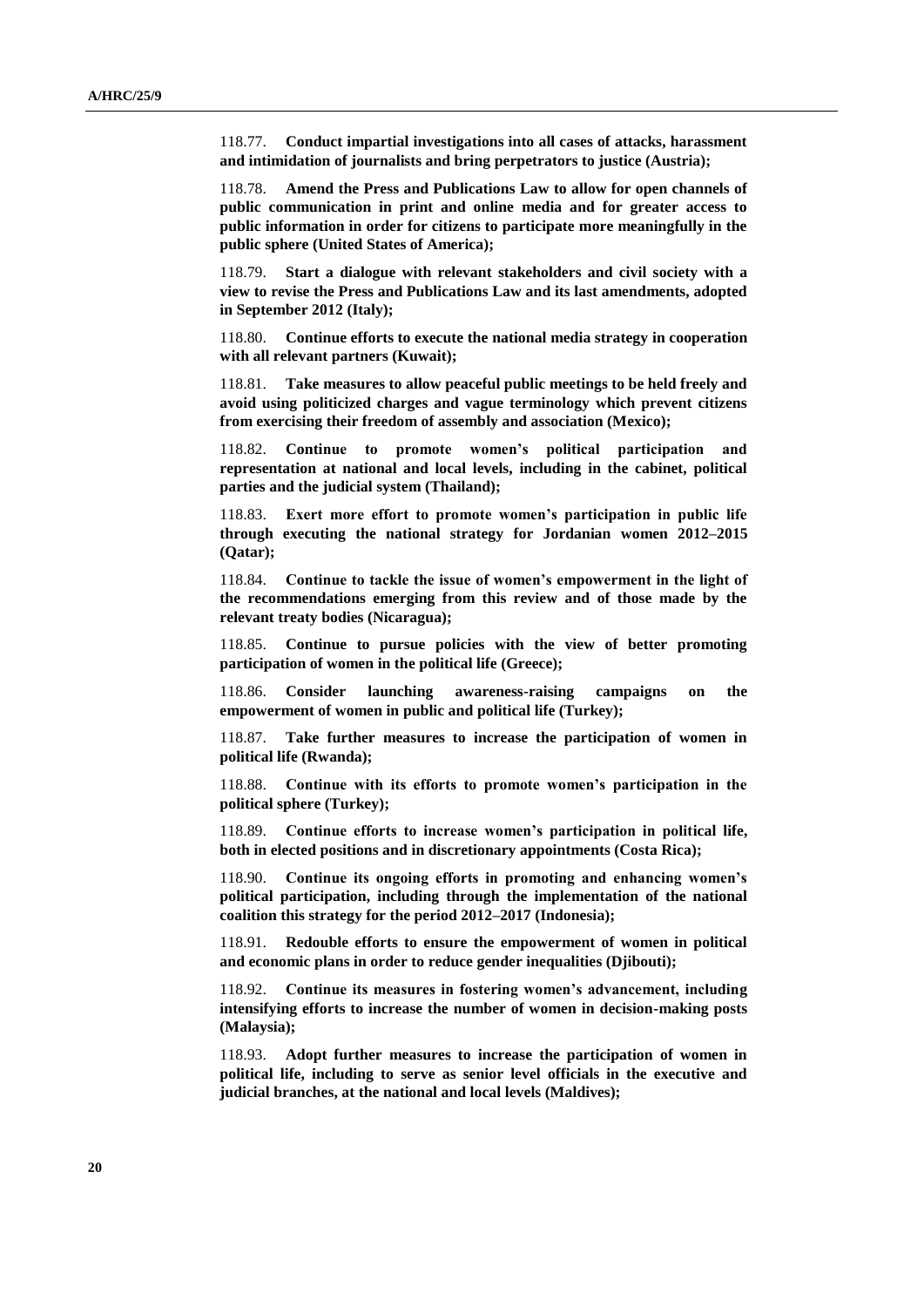118.77. **Conduct impartial investigations into all cases of attacks, harassment and intimidation of journalists and bring perpetrators to justice (Austria);**

118.78. **Amend the Press and Publications Law to allow for open channels of public communication in print and online media and for greater access to public information in order for citizens to participate more meaningfully in the public sphere (United States of America);**

118.79. **Start a dialogue with relevant stakeholders and civil society with a view to revise the Press and Publications Law and its last amendments, adopted in September 2012 (Italy);**

118.80. **Continue efforts to execute the national media strategy in cooperation with all relevant partners (Kuwait);**

118.81. **Take measures to allow peaceful public meetings to be held freely and avoid using politicized charges and vague terminology which prevent citizens from exercising their freedom of assembly and association (Mexico);**

118.82. **Continue to promote women's political participation and representation at national and local levels, including in the cabinet, political parties and the judicial system (Thailand);**

118.83. **Exert more effort to promote women's participation in public life through executing the national strategy for Jordanian women 2012–2015 (Qatar);**

118.84. **Continue to tackle the issue of women's empowerment in the light of the recommendations emerging from this review and of those made by the relevant treaty bodies (Nicaragua);**

118.85. **Continue to pursue policies with the view of better promoting participation of women in the political life (Greece);**

118.86. **Consider launching awareness-raising campaigns on the empowerment of women in public and political life (Turkey);**

118.87. **Take further measures to increase the participation of women in political life (Rwanda);**

118.88. **Continue with its efforts to promote women's participation in the political sphere (Turkey);**

118.89. **Continue efforts to increase women's participation in political life, both in elected positions and in discretionary appointments (Costa Rica);**

118.90. **Continue its ongoing efforts in promoting and enhancing women's political participation, including through the implementation of the national coalition this strategy for the period 2012–2017 (Indonesia);**

118.91. **Redouble efforts to ensure the empowerment of women in political and economic plans in order to reduce gender inequalities (Djibouti);**

118.92. **Continue its measures in fostering women's advancement, including intensifying efforts to increase the number of women in decision-making posts (Malaysia);**

118.93. **Adopt further measures to increase the participation of women in political life, including to serve as senior level officials in the executive and judicial branches, at the national and local levels (Maldives);**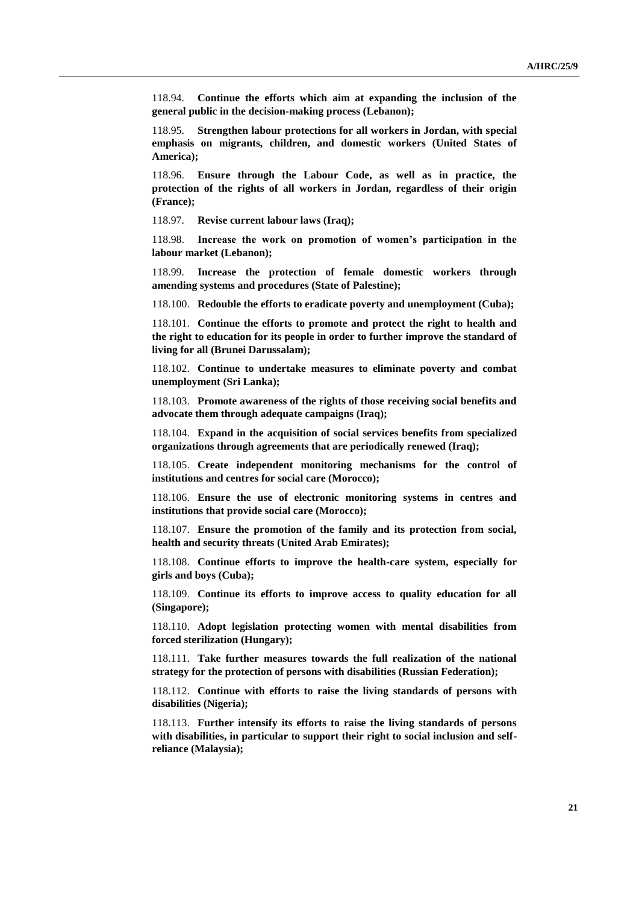118.94. **Continue the efforts which aim at expanding the inclusion of the general public in the decision-making process (Lebanon);**

118.95. **Strengthen labour protections for all workers in Jordan, with special emphasis on migrants, children, and domestic workers (United States of America);**

118.96. **Ensure through the Labour Code, as well as in practice, the protection of the rights of all workers in Jordan, regardless of their origin (France);**

118.97. **Revise current labour laws (Iraq);**

118.98. **Increase the work on promotion of women's participation in the labour market (Lebanon);**

118.99. **Increase the protection of female domestic workers through amending systems and procedures (State of Palestine);**

118.100. **Redouble the efforts to eradicate poverty and unemployment (Cuba);**

118.101. **Continue the efforts to promote and protect the right to health and the right to education for its people in order to further improve the standard of living for all (Brunei Darussalam);**

118.102. **Continue to undertake measures to eliminate poverty and combat unemployment (Sri Lanka);**

118.103. **Promote awareness of the rights of those receiving social benefits and advocate them through adequate campaigns (Iraq);**

118.104. **Expand in the acquisition of social services benefits from specialized organizations through agreements that are periodically renewed (Iraq);**

118.105. **Create independent monitoring mechanisms for the control of institutions and centres for social care (Morocco);**

118.106. **Ensure the use of electronic monitoring systems in centres and institutions that provide social care (Morocco);**

118.107. **Ensure the promotion of the family and its protection from social, health and security threats (United Arab Emirates);**

118.108. **Continue efforts to improve the health-care system, especially for girls and boys (Cuba);**

118.109. **Continue its efforts to improve access to quality education for all (Singapore);**

118.110. **Adopt legislation protecting women with mental disabilities from forced sterilization (Hungary);**

118.111. **Take further measures towards the full realization of the national strategy for the protection of persons with disabilities (Russian Federation);**

118.112. **Continue with efforts to raise the living standards of persons with disabilities (Nigeria);**

118.113. **Further intensify its efforts to raise the living standards of persons with disabilities, in particular to support their right to social inclusion and self-reliance (Malaysia);**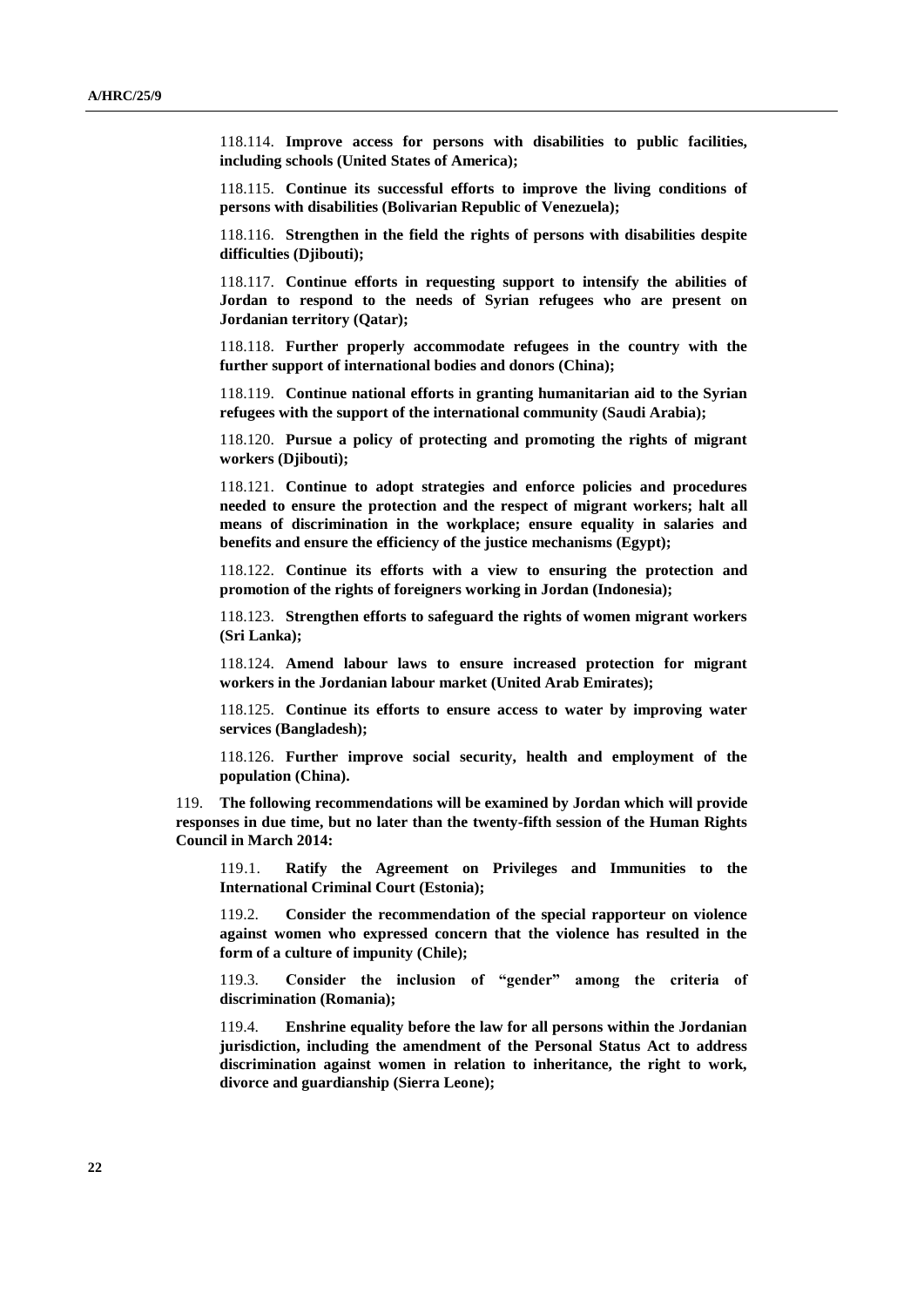118.114. **Improve access for persons with disabilities to public facilities, including schools (United States of America);**

118.115. **Continue its successful efforts to improve the living conditions of persons with disabilities (Bolivarian Republic of Venezuela);**

118.116. **Strengthen in the field the rights of persons with disabilities despite difficulties (Djibouti);**

118.117. **Continue efforts in requesting support to intensify the abilities of Jordan to respond to the needs of Syrian refugees who are present on Jordanian territory (Qatar);**

118.118. **Further properly accommodate refugees in the country with the further support of international bodies and donors (China);**

118.119. **Continue national efforts in granting humanitarian aid to the Syrian refugees with the support of the international community (Saudi Arabia);**

118.120. **Pursue a policy of protecting and promoting the rights of migrant workers (Djibouti);**

118.121. **Continue to adopt strategies and enforce policies and procedures needed to ensure the protection and the respect of migrant workers; halt all means of discrimination in the workplace; ensure equality in salaries and benefits and ensure the efficiency of the justice mechanisms (Egypt);**

118.122. **Continue its efforts with a view to ensuring the protection and promotion of the rights of foreigners working in Jordan (Indonesia);**

118.123. **Strengthen efforts to safeguard the rights of women migrant workers (Sri Lanka);**

118.124. **Amend labour laws to ensure increased protection for migrant workers in the Jordanian labour market (United Arab Emirates);**

118.125. **Continue its efforts to ensure access to water by improving water services (Bangladesh);**

118.126. **Further improve social security, health and employment of the population (China).**

119. **The following recommendations will be examined by Jordan which will provide responses in due time, but no later than the twenty-fifth session of the Human Rights Council in March 2014:**

119.1. **Ratify the Agreement on Privileges and Immunities to the International Criminal Court (Estonia);**

119.2. **Consider the recommendation of the special rapporteur on violence against women who expressed concern that the violence has resulted in the form of a culture of impunity (Chile);**

119.3. **Consider the inclusion of "gender" among the criteria of discrimination (Romania);**

119.4. **Enshrine equality before the law for all persons within the Jordanian jurisdiction, including the amendment of the Personal Status Act to address discrimination against women in relation to inheritance, the right to work, divorce and guardianship (Sierra Leone);**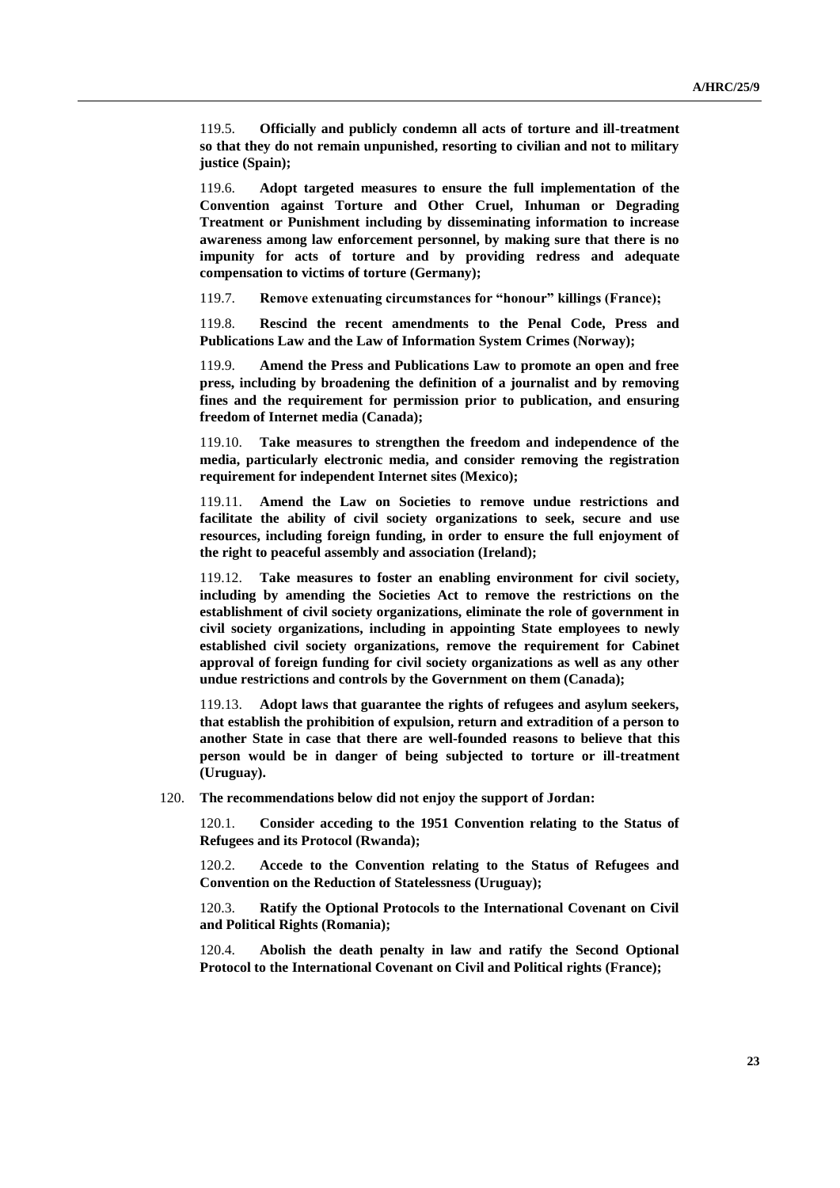119.5. **Officially and publicly condemn all acts of torture and ill-treatment so that they do not remain unpunished, resorting to civilian and not to military justice (Spain);**

119.6. **Adopt targeted measures to ensure the full implementation of the Convention against Torture and Other Cruel, Inhuman or Degrading Treatment or Punishment including by disseminating information to increase awareness among law enforcement personnel, by making sure that there is no impunity for acts of torture and by providing redress and adequate compensation to victims of torture (Germany);**

119.7. **Remove extenuating circumstances for "honour" killings (France);**

119.8. **Rescind the recent amendments to the Penal Code, Press and Publications Law and the Law of Information System Crimes (Norway);**

119.9. **Amend the Press and Publications Law to promote an open and free press, including by broadening the definition of a journalist and by removing fines and the requirement for permission prior to publication, and ensuring freedom of Internet media (Canada);**

119.10. **Take measures to strengthen the freedom and independence of the media, particularly electronic media, and consider removing the registration requirement for independent Internet sites (Mexico);**

119.11. **Amend the Law on Societies to remove undue restrictions and facilitate the ability of civil society organizations to seek, secure and use resources, including foreign funding, in order to ensure the full enjoyment of the right to peaceful assembly and association (Ireland);**

119.12. **Take measures to foster an enabling environment for civil society, including by amending the Societies Act to remove the restrictions on the establishment of civil society organizations, eliminate the role of government in civil society organizations, including in appointing State employees to newly established civil society organizations, remove the requirement for Cabinet approval of foreign funding for civil society organizations as well as any other undue restrictions and controls by the Government on them (Canada);**

119.13. **Adopt laws that guarantee the rights of refugees and asylum seekers, that establish the prohibition of expulsion, return and extradition of a person to another State in case that there are well-founded reasons to believe that this person would be in danger of being subjected to torture or ill-treatment (Uruguay).**

120. **The recommendations below did not enjoy the support of Jordan:**

120.1. **Consider acceding to the 1951 Convention relating to the Status of Refugees and its Protocol (Rwanda);**

120.2. **Accede to the Convention relating to the Status of Refugees and Convention on the Reduction of Statelessness (Uruguay);**

120.3. **Ratify the Optional Protocols to the International Covenant on Civil and Political Rights (Romania);**

120.4. **Abolish the death penalty in law and ratify the Second Optional Protocol to the International Covenant on Civil and Political rights (France);**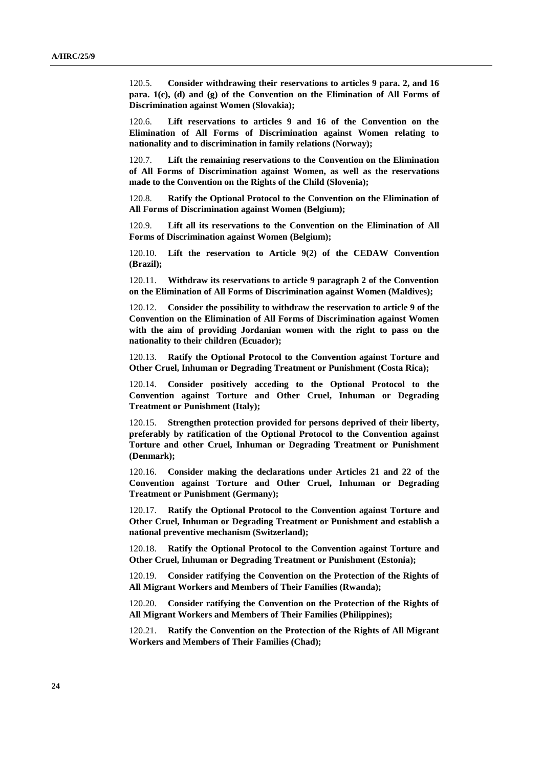120.5. **Consider withdrawing their reservations to articles 9 para. 2, and 16 para. 1(c), (d) and (g) of the Convention on the Elimination of All Forms of Discrimination against Women (Slovakia);**

120.6. **Lift reservations to articles 9 and 16 of the Convention on the Elimination of All Forms of Discrimination against Women relating to nationality and to discrimination in family relations (Norway);**

120.7. **Lift the remaining reservations to the Convention on the Elimination of All Forms of Discrimination against Women, as well as the reservations made to the Convention on the Rights of the Child (Slovenia);**

120.8. **Ratify the Optional Protocol to the Convention on the Elimination of All Forms of Discrimination against Women (Belgium);**

120.9. **Lift all its reservations to the Convention on the Elimination of All Forms of Discrimination against Women (Belgium);**

120.10. **Lift the reservation to Article 9(2) of the CEDAW Convention (Brazil);**

120.11. **Withdraw its reservations to article 9 paragraph 2 of the Convention on the Elimination of All Forms of Discrimination against Women (Maldives);**

120.12. **Consider the possibility to withdraw the reservation to article 9 of the Convention on the Elimination of All Forms of Discrimination against Women with the aim of providing Jordanian women with the right to pass on the nationality to their children (Ecuador);**

120.13. **Ratify the Optional Protocol to the Convention against Torture and Other Cruel, Inhuman or Degrading Treatment or Punishment (Costa Rica);**

120.14. **Consider positively acceding to the Optional Protocol to the Convention against Torture and Other Cruel, Inhuman or Degrading Treatment or Punishment (Italy);**

120.15. **Strengthen protection provided for persons deprived of their liberty, preferably by ratification of the Optional Protocol to the Convention against Torture and other Cruel, Inhuman or Degrading Treatment or Punishment (Denmark);**

120.16. **Consider making the declarations under Articles 21 and 22 of the Convention against Torture and Other Cruel, Inhuman or Degrading Treatment or Punishment (Germany);**

120.17. **Ratify the Optional Protocol to the Convention against Torture and Other Cruel, Inhuman or Degrading Treatment or Punishment and establish a national preventive mechanism (Switzerland);**

120.18. **Ratify the Optional Protocol to the Convention against Torture and Other Cruel, Inhuman or Degrading Treatment or Punishment (Estonia);**

120.19. **Consider ratifying the Convention on the Protection of the Rights of All Migrant Workers and Members of Their Families (Rwanda);**

120.20. **Consider ratifying the Convention on the Protection of the Rights of All Migrant Workers and Members of Their Families (Philippines);**

120.21. **Ratify the Convention on the Protection of the Rights of All Migrant Workers and Members of Their Families (Chad);**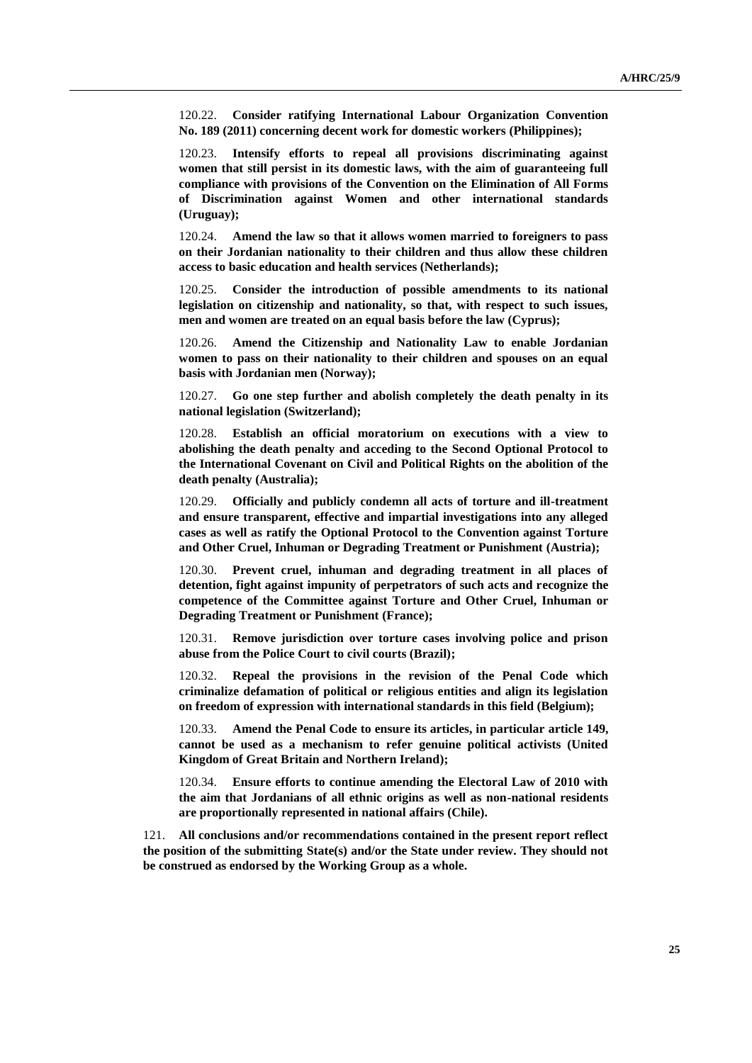120.22. **Consider ratifying International Labour Organization Convention No. 189 (2011) concerning decent work for domestic workers (Philippines);**

120.23. **Intensify efforts to repeal all provisions discriminating against women that still persist in its domestic laws, with the aim of guaranteeing full compliance with provisions of the Convention on the Elimination of All Forms of Discrimination against Women and other international standards (Uruguay);**

120.24. **Amend the law so that it allows women married to foreigners to pass on their Jordanian nationality to their children and thus allow these children access to basic education and health services (Netherlands);**

120.25. **Consider the introduction of possible amendments to its national legislation on citizenship and nationality, so that, with respect to such issues, men and women are treated on an equal basis before the law (Cyprus);**

120.26. **Amend the Citizenship and Nationality Law to enable Jordanian women to pass on their nationality to their children and spouses on an equal basis with Jordanian men (Norway);**

120.27. **Go one step further and abolish completely the death penalty in its national legislation (Switzerland);**

120.28. **Establish an official moratorium on executions with a view to abolishing the death penalty and acceding to the Second Optional Protocol to the International Covenant on Civil and Political Rights on the abolition of the death penalty (Australia);**

120.29. **Officially and publicly condemn all acts of torture and ill-treatment and ensure transparent, effective and impartial investigations into any alleged cases as well as ratify the Optional Protocol to the Convention against Torture and Other Cruel, Inhuman or Degrading Treatment or Punishment (Austria);**

120.30. **Prevent cruel, inhuman and degrading treatment in all places of detention, fight against impunity of perpetrators of such acts and recognize the competence of the Committee against Torture and Other Cruel, Inhuman or Degrading Treatment or Punishment (France);**

120.31. **Remove jurisdiction over torture cases involving police and prison abuse from the Police Court to civil courts (Brazil);**

120.32. **Repeal the provisions in the revision of the Penal Code which criminalize defamation of political or religious entities and align its legislation on freedom of expression with international standards in this field (Belgium);**

120.33. **Amend the Penal Code to ensure its articles, in particular article 149, cannot be used as a mechanism to refer genuine political activists (United Kingdom of Great Britain and Northern Ireland);**

120.34. **Ensure efforts to continue amending the Electoral Law of 2010 with the aim that Jordanians of all ethnic origins as well as non-national residents are proportionally represented in national affairs (Chile).**

121. **All conclusions and/or recommendations contained in the present report reflect the position of the submitting State(s) and/or the State under review. They should not be construed as endorsed by the Working Group as a whole.**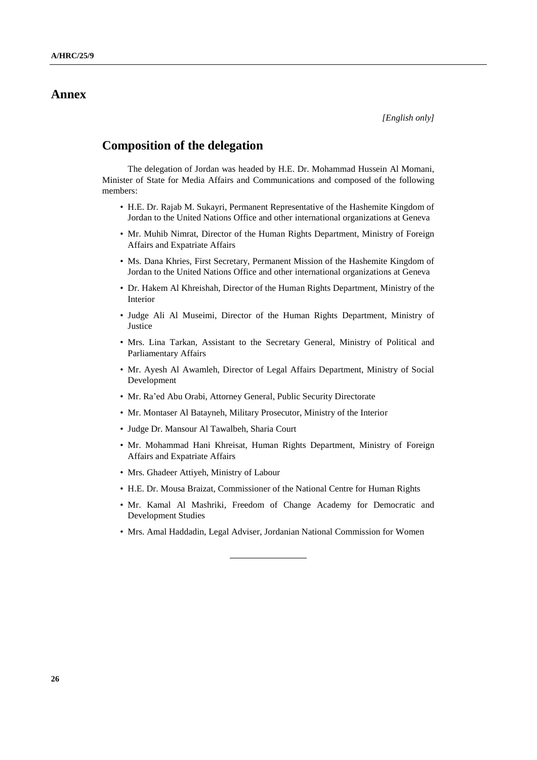# Annex

*[English only]*

## Composition of the delegation

The delegation of Jordan was headed by H.E. Dr. Mohammad Hussein Al Momani, Minister of State for Media Affairs and Communications and composed of the following members:

- H.E. Dr. Rajab M. Sukayri, Permanent Representative of the Hashemite Kingdom of Jordan to the United Nations Office and other international organizations at Geneva
- Mr. Muhib Nimrat, Director of the Human Rights Department, Ministry of Foreign Affairs and Expatriate Affairs
- Ms. Dana Khries, First Secretary, Permanent Mission of the Hashemite Kingdom of Jordan to the United Nations Office and other international organizations at Geneva
- Dr. Hakem Al Khreishah, Director of the Human Rights Department, Ministry of the Interior
- Judge Ali Al Museimi, Director of the Human Rights Department, Ministry of Justice
- Mrs. Lina Tarkan, Assistant to the Secretary General, Ministry of Political and Parliamentary Affairs
- Mr. Ayesh Al Awamleh, Director of Legal Affairs Department, Ministry of Social Development
- Mr. Ra'ed Abu Orabi, Attorney General, Public Security Directorate
- Mr. Montaser Al Batayneh, Military Prosecutor, Ministry of the Interior
- Judge Dr. Mansour Al Tawalbeh, Sharia Court
- Mr. Mohammad Hani Khreisat, Human Rights Department, Ministry of Foreign Affairs and Expatriate Affairs
- Mrs. Ghadeer Attiyeh, Ministry of Labour
- H.E. Dr. Mousa Braizat, Commissioner of the National Centre for Human Rights
- Mr. Kamal Al Mashriki, Freedom of Change Academy for Democratic and Development Studies
- Mrs. Amal Haddadin, Legal Adviser, Jordanian National Commission for Women